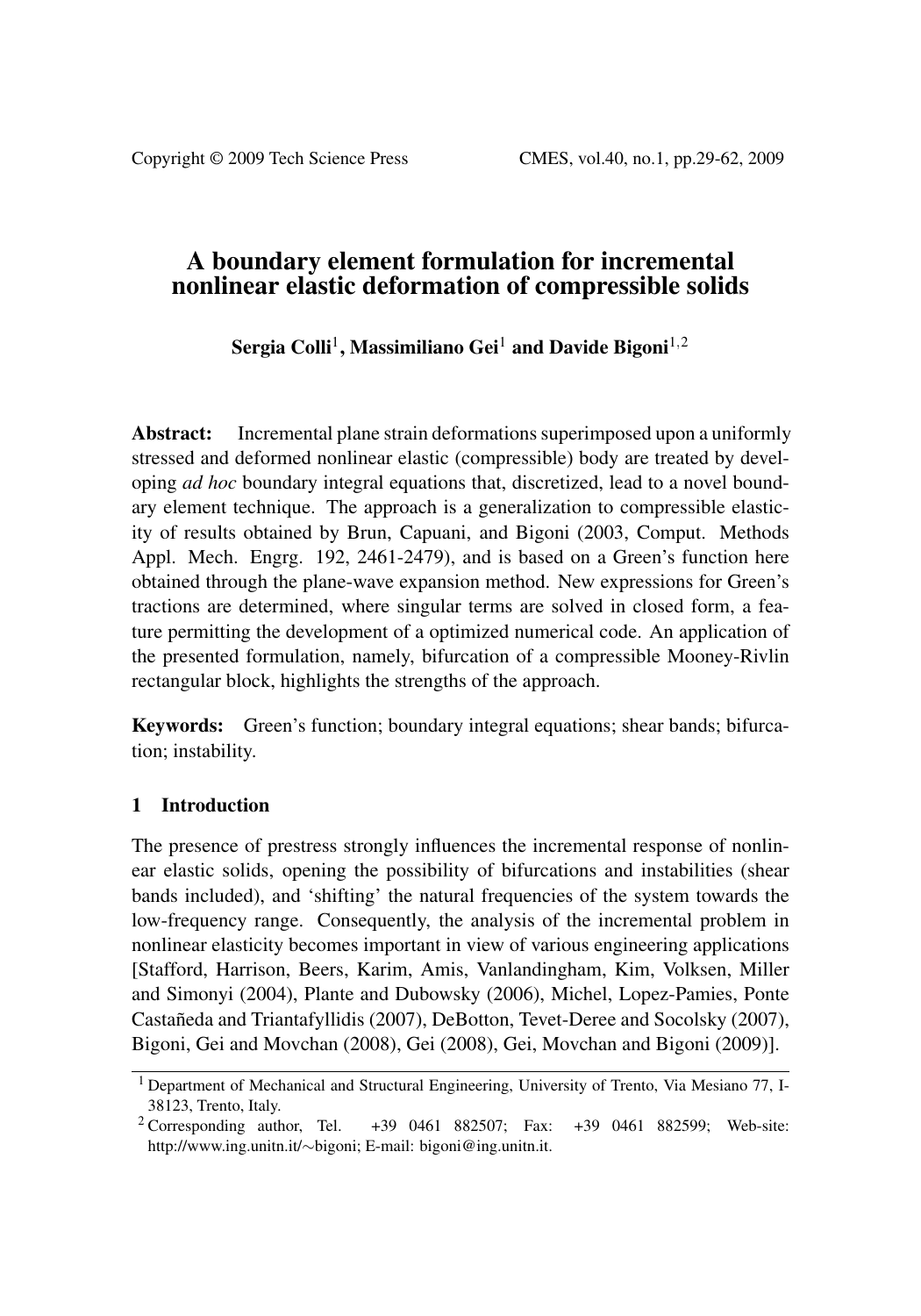# A boundary element formulation for incremental nonlinear elastic deformation of compressible solids

**Sergia Colli[1], Massimiliano Gei[1] and Davide Bigoni[1,2]**

**Abstract:** Incremental plane strain deformations superimposed upon a uniformly stressed and deformed nonlinear elastic (compressible) body are treated by developing *ad hoc* boundary integral equations that, discretized, lead to a novel boundary element technique. The approach is a generalization to compressible elasticity of results obtained by Brun, Capuani, and Bigoni (2003, Comput. Methods Appl. Mech. Engrg. 192, 2461-2479), and is based on a Green's function here obtained through the plane-wave expansion method. New expressions for Green's tractions are determined, where singular terms are solved in closed form, a feature permitting the development of a optimized numerical code. An application of the presented formulation, namely, bifurcation of a compressible Mooney-Rivlin rectangular block, highlights the strengths of the approach.

**Keywords:** Green's function; boundary integral equations; shear bands; bifurcation; instability.

## 1 Introduction

The presence of prestress strongly influences the incremental response of nonlinear elastic solids, opening the possibility of bifurcations and instabilities (shear bands included), and 'shifting' the natural frequencies of the system towards the low-frequency range. Consequently, the analysis of the incremental problem in nonlinear elasticity becomes important in view of various engineering applications [Stafford, Harrison, Beers, Karim, Amis, Vanlandingham, Kim, Volksen, Miller and Simonyi (2004), Plante and Dubowsky (2006), Michel, Lopez-Pamies, Ponte Castañeda and Triantafyllidis (2007), DeBotton, Tevet-Deree and Socolsky (2007), Bigoni, Gei and Movchan (2008), Gei (2008), Gei, Movchan and Bigoni (2009)].

---

[1] Department of Mechanical and Structural Engineering, University of Trento, Via Mesiano 77, I-38123, Trento, Italy.

[2] Corresponding author, Tel. +39 0461 882507; Fax: +39 0461 882599; Web-site: http://www.ing.unitn.it/~bigoni; E-mail: bigoni@ing.unitn.it.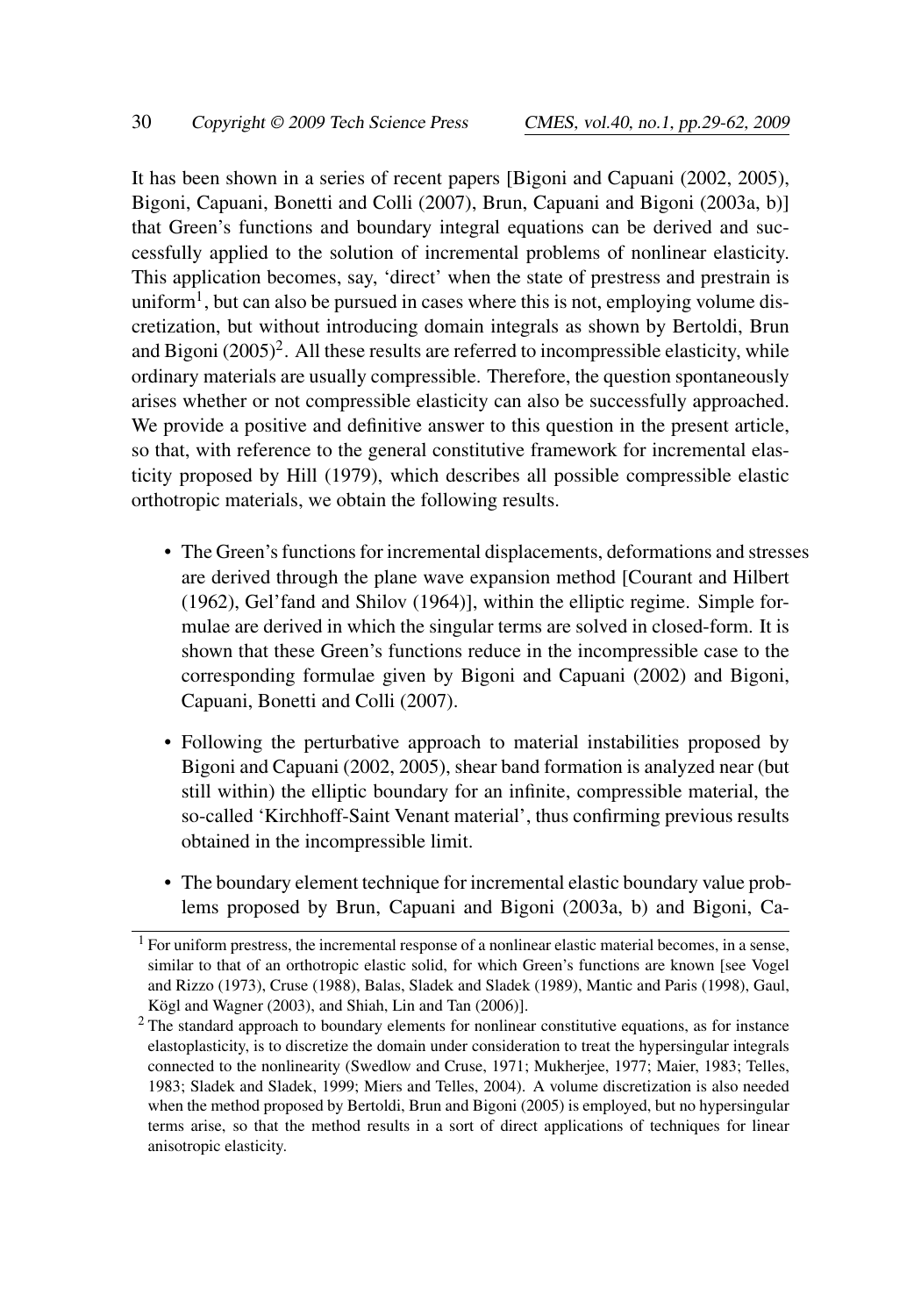It has been shown in a series of recent papers [Bigoni and Capuani (2002, 2005), Bigoni, Capuani, Bonetti and Colli (2007), Brun, Capuani and Bigoni (2003a, b)] that Green's functions and boundary integral equations can be derived and successfully applied to the solution of incremental problems of nonlinear elasticity. This application becomes, say, 'direct' when the state of prestress and prestrain is uniform[1], but can also be pursued in cases where this is not, employing volume discretization, but without introducing domain integrals as shown by Bertoldi, Brun and Bigoni (2005)[2]. All these results are referred to incompressible elasticity, while ordinary materials are usually compressible. Therefore, the question spontaneously arises whether or not compressible elasticity can also be successfully approached. We provide a positive and definitive answer to this question in the present article, so that, with reference to the general constitutive framework for incremental elasticity proposed by Hill (1979), which describes all possible compressible elastic orthotropic materials, we obtain the following results.

- The Green's functions for incremental displacements, deformations and stresses are derived through the plane wave expansion method [Courant and Hilbert (1962), Gel'fand and Shilov (1964)], within the elliptic regime. Simple formulae are derived in which the singular terms are solved in closed-form. It is shown that these Green's functions reduce in the incompressible case to the corresponding formulae given by Bigoni and Capuani (2002) and Bigoni, Capuani, Bonetti and Colli (2007).
- Following the perturbative approach to material instabilities proposed by Bigoni and Capuani (2002, 2005), shear band formation is analyzed near (but still within) the elliptic boundary for an infinite, compressible material, the so-called 'Kirchhoff-Saint Venant material', thus confirming previous results obtained in the incompressible limit.
- The boundary element technique for incremental elastic boundary value problems proposed by Brun, Capuani and Bigoni (2003a, b) and Bigoni, Ca-

[1] For uniform prestress, the incremental response of a nonlinear elastic material becomes, in a sense, similar to that of an orthotropic elastic solid, for which Green's functions are known [see Vogel and Rizzo (1973), Cruse (1988), Balas, Sladek and Sladek (1989), Mantic and Paris (1998), Gaul, Kögl and Wagner (2003), and Shiah, Lin and Tan (2006)].

[2] The standard approach to boundary elements for nonlinear constitutive equations, as for instance elastoplasticity, is to discretize the domain under consideration to treat the hypersingular integrals connected to the nonlinearity (Swedlow and Cruse, 1971; Mukherjee, 1977; Maier, 1983; Telles, 1983; Sladek and Sladek, 1999; Miers and Telles, 2004). A volume discretization is also needed when the method proposed by Bertoldi, Brun and Bigoni (2005) is employed, but no hypersingular terms arise, so that the method results in a sort of direct applications of techniques for linear anisotropic elasticity.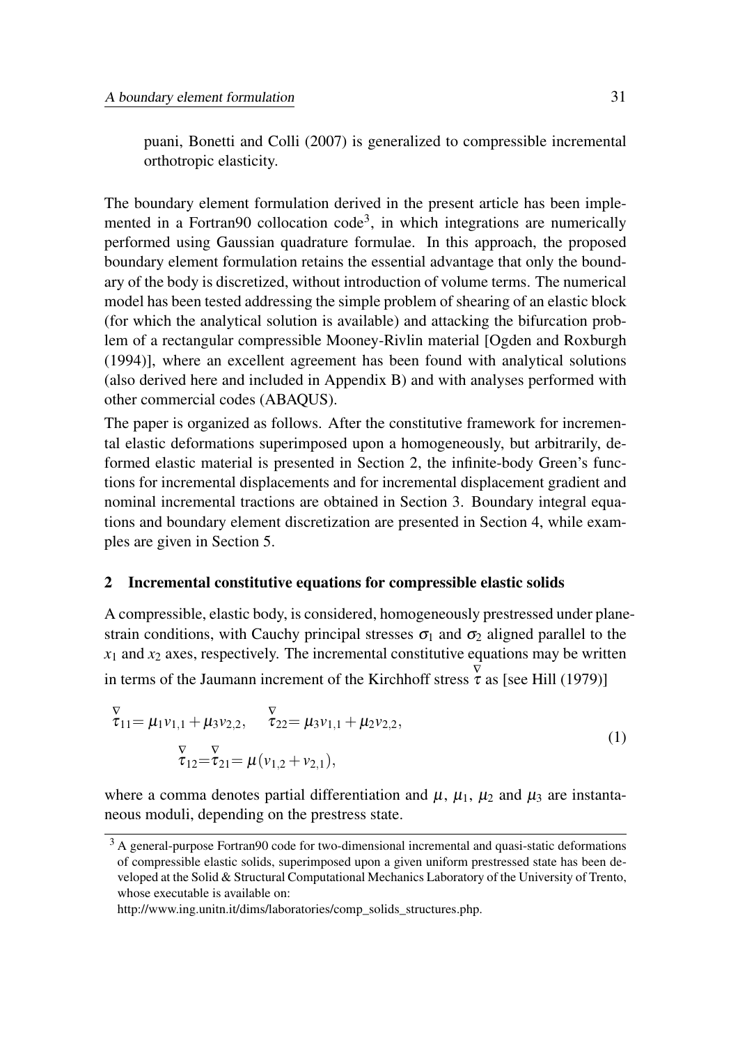puani, Bonetti and Colli (2007) is generalized to compressible incremental orthotropic elasticity.

The boundary element formulation derived in the present article has been implemented in a Fortran90 collocation code[3], in which integrations are numerically performed using Gaussian quadrature formulae. In this approach, the proposed boundary element formulation retains the essential advantage that only the boundary of the body is discretized, without introduction of volume terms. The numerical model has been tested addressing the simple problem of shearing of an elastic block (for which the analytical solution is available) and attacking the bifurcation problem of a rectangular compressible Mooney-Rivlin material [Ogden and Roxburgh (1994)], where an excellent agreement has been found with analytical solutions (also derived here and included in Appendix B) and with analyses performed with other commercial codes (ABAQUS).

The paper is organized as follows. After the constitutive framework for incremental elastic deformations superimposed upon a homogeneously, but arbitrarily, deformed elastic material is presented in Section 2, the infinite-body Green's functions for incremental displacements and for incremental displacement gradient and nominal incremental tractions are obtained in Section 3. Boundary integral equations and boundary element discretization are presented in Section 4, while examples are given in Section 5.

## 2 Incremental constitutive equations for compressible elastic solids

A compressible, elastic body, is considered, homogeneously prestressed under plane-strain conditions, with Cauchy principal stresses $\sigma_1$ and $\sigma_2$ aligned parallel to the $x_1$ and $x_2$ axes, respectively. The incremental constitutive equations may be written in terms of the Jaumann increment of the Kirchhoff stress $\overset{\nabla}{\tau}$ as [see Hill (1979)]

$$
\begin{gathered}
\overset{\nabla}{\tau}_{11} = \mu_1 v_{1,1} + \mu_3 v_{2,2}, \qquad \overset{\nabla}{\tau}_{22} = \mu_3 v_{1,1} + \mu_2 v_{2,2}, \\
\overset{\nabla}{\tau}_{12} = \overset{\nabla}{\tau}_{21} = \mu(v_{1,2} + v_{2,1}),
\end{gathered}
\tag{1}
$$

where a comma denotes partial differentiation and $\mu$, $\mu_1$, $\mu_2$ and $\mu_3$ are instantaneous moduli, depending on the prestress state.

[3] A general-purpose Fortran90 code for two-dimensional incremental and quasi-static deformations of compressible elastic solids, superimposed upon a given uniform prestressed state has been developed at the Solid & Structural Computational Mechanics Laboratory of the University of Trento, whose executable is available on:
http://www.ing.unitn.it/dims/laboratories/comp_solids_structures.php.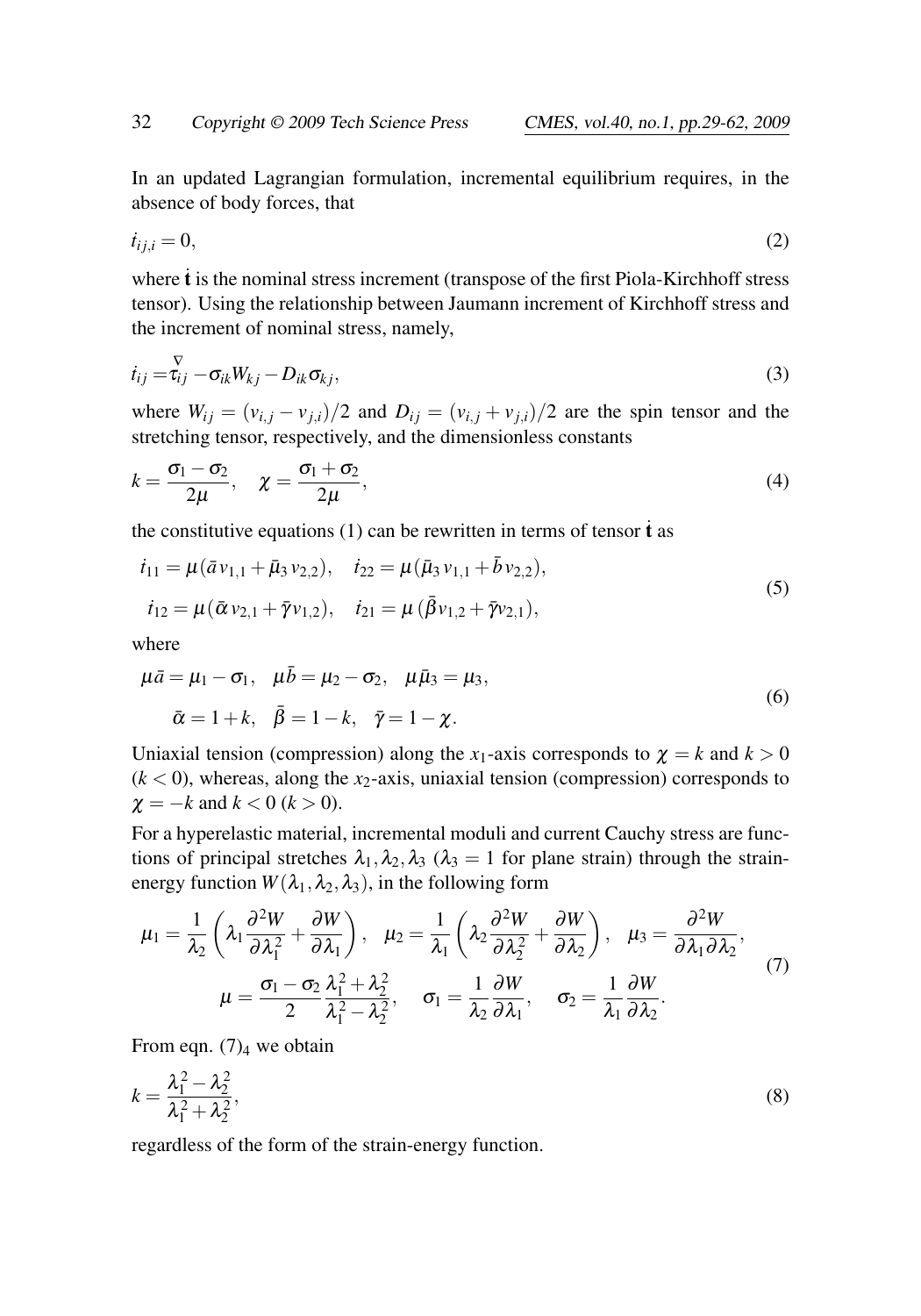In an updated Lagrangian formulation, incremental equilibrium requires, in the absence of body forces, that

$$\dot{t}_{ij,i} = 0, \tag{2}$$

where $\dot{\mathbf{t}}$ is the nominal stress increment (transpose of the first Piola-Kirchhoff stress tensor). Using the relationship between Jaumann increment of Kirchhoff stress and the increment of nominal stress, namely,

$$\dot{t}_{ij} = \overset{\nabla}{\tau}_{ij} - \sigma_{ik} W_{kj} - D_{ik} \sigma_{kj}, \tag{3}$$

where $W_{ij} = (v_{i,j} - v_{j,i})/2$ and $D_{ij} = (v_{i,j} + v_{j,i})/2$ are the spin tensor and the stretching tensor, respectively, and the dimensionless constants

$$k = \frac{\sigma_1 - \sigma_2}{2\mu}, \quad \chi = \frac{\sigma_1 + \sigma_2}{2\mu}, \tag{4}$$

the constitutive equations (1) can be rewritten in terms of tensor $\dot{\mathbf{t}}$ as

$$\begin{aligned} &\dot{t}_{11} = \mu(\bar{a}\, v_{1,1} + \bar{\mu}_3\, v_{2,2}), \quad \dot{t}_{22} = \mu(\bar{\mu}_3\, v_{1,1} + \bar{b}\, v_{2,2}), \\ &\dot{t}_{12} = \mu(\bar{\alpha}\, v_{2,1} + \bar{\gamma} v_{1,2}), \quad \dot{t}_{21} = \mu\, (\bar{\beta} v_{1,2} + \bar{\gamma} v_{2,1}), \end{aligned} \tag{5}$$

where

$$\begin{aligned} &\mu\bar{a} = \mu_1 - \sigma_1, \quad \mu\bar{b} = \mu_2 - \sigma_2, \quad \mu\bar{\mu}_3 = \mu_3, \\ &\bar{\alpha} = 1 + k, \quad \bar{\beta} = 1 - k, \quad \bar{\gamma} = 1 - \chi. \end{aligned} \tag{6}$$

Uniaxial tension (compression) along the $x_1$-axis corresponds to $\chi = k$ and $k > 0$ ($k < 0$), whereas, along the $x_2$-axis, uniaxial tension (compression) corresponds to $\chi = -k$ and $k < 0$ ($k > 0$).

For a hyperelastic material, incremental moduli and current Cauchy stress are functions of principal stretches $\lambda_1, \lambda_2, \lambda_3$ ($\lambda_3 = 1$ for plane strain) through the strain-energy function $W(\lambda_1, \lambda_2, \lambda_3)$, in the following form

$$\begin{aligned} &\mu_1 = \frac{1}{\lambda_2}\left(\lambda_1 \frac{\partial^2 W}{\partial \lambda_1^2} + \frac{\partial W}{\partial \lambda_1}\right), \quad \mu_2 = \frac{1}{\lambda_1}\left(\lambda_2 \frac{\partial^2 W}{\partial \lambda_2^2} + \frac{\partial W}{\partial \lambda_2}\right), \quad \mu_3 = \frac{\partial^2 W}{\partial \lambda_1 \partial \lambda_2}, \\ &\mu = \frac{\sigma_1 - \sigma_2}{2} \frac{\lambda_1^2 + \lambda_2^2}{\lambda_1^2 - \lambda_2^2}, \quad \sigma_1 = \frac{1}{\lambda_2} \frac{\partial W}{\partial \lambda_1}, \quad \sigma_2 = \frac{1}{\lambda_1} \frac{\partial W}{\partial \lambda_2}. \end{aligned} \tag{7}$$

From eqn. $(7)_4$ we obtain

$$k = \frac{\lambda_1^2 - \lambda_2^2}{\lambda_1^2 + \lambda_2^2}, \tag{8}$$

regardless of the form of the strain-energy function.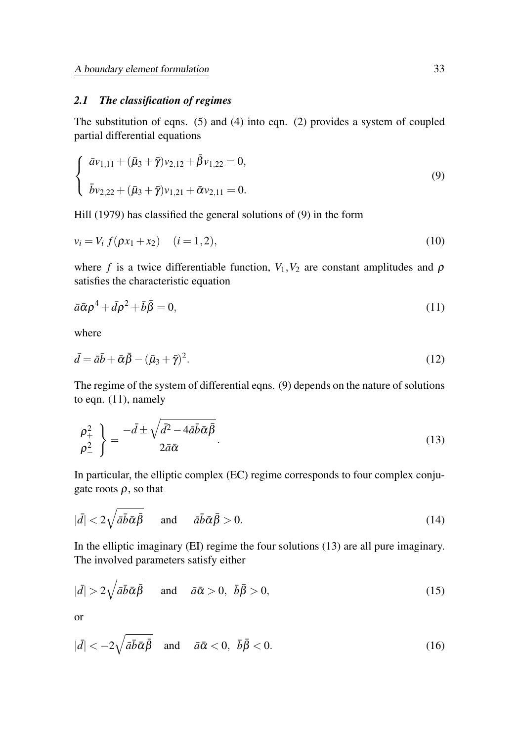### 2.1 The classification of regimes

The substitution of eqns. (5) and (4) into eqn. (2) provides a system of coupled partial differential equations

$$\begin{cases} \bar{a}v_{1,11} + (\bar{\mu}_3 + \bar{\gamma})v_{2,12} + \bar{\beta}v_{1,22} = 0, \\ \bar{b}v_{2,22} + (\bar{\mu}_3 + \bar{\gamma})v_{1,21} + \bar{\alpha}v_{2,11} = 0. \end{cases} \tag{9}$$

Hill (1979) has classified the general solutions of (9) in the form

$$v_i = V_i\, f(\rho x_1 + x_2) \quad (i = 1,2), \tag{10}$$

where $f$ is a twice differentiable function, $V_1, V_2$ are constant amplitudes and $\rho$ satisfies the characteristic equation

$$\bar{a}\bar{\alpha}\rho^4 + \bar{d}\rho^2 + \bar{b}\bar{\beta} = 0, \tag{11}$$

where

$$\bar{d} = \bar{a}\bar{b} + \bar{\alpha}\bar{\beta} - (\bar{\mu}_3 + \bar{\gamma})^2. \tag{12}$$

The regime of the system of differential eqns. (9) depends on the nature of solutions to eqn. (11), namely

$$\left.\begin{array}{l} \rho_+^2 \\ \rho_-^2 \end{array}\right\} = \frac{-\bar{d} \pm \sqrt{\bar{d}^2 - 4\bar{a}\bar{b}\bar{\alpha}\bar{\beta}}}{2\bar{a}\bar{\alpha}}. \tag{13}$$

In particular, the elliptic complex (EC) regime corresponds to four complex conjugate roots $\rho$, so that

$$|\bar{d}| < 2\sqrt{\bar{a}\bar{b}\bar{\alpha}\bar{\beta}} \qquad \text{and} \qquad \bar{a}\bar{b}\bar{\alpha}\bar{\beta} > 0. \tag{14}$$

In the elliptic imaginary (EI) regime the four solutions (13) are all pure imaginary. The involved parameters satisfy either

$$|\bar{d}| > 2\sqrt{\bar{a}\bar{b}\bar{\alpha}\bar{\beta}} \qquad \text{and} \qquad \bar{a}\bar{\alpha} > 0,\ \bar{b}\bar{\beta} > 0, \tag{15}$$

or

$$|\bar{d}| < -2\sqrt{\bar{a}\bar{b}\bar{\alpha}\bar{\beta}} \quad \text{and} \quad \bar{a}\bar{\alpha} < 0,\ \bar{b}\bar{\beta} < 0. \tag{16}$$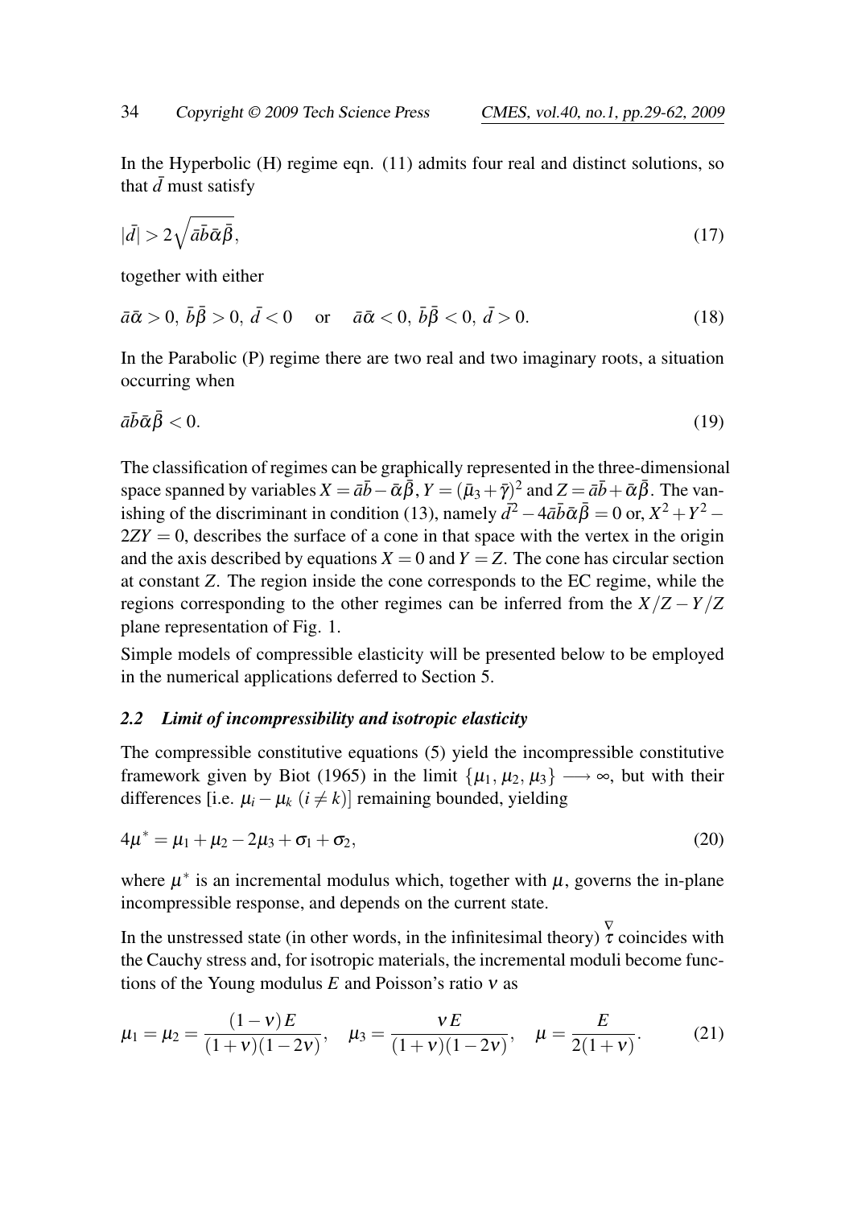In the Hyperbolic (H) regime eqn. (11) admits four real and distinct solutions, so that $\bar{d}$ must satisfy

$$|\bar{d}| > 2\sqrt{\bar{a}\bar{b}\bar{\alpha}\bar{\beta}}, \tag{17}$$

together with either

$$\bar{a}\bar{\alpha} > 0,\ \bar{b}\bar{\beta} > 0,\ \bar{d} < 0 \quad \text{or} \quad \bar{a}\bar{\alpha} < 0,\ \bar{b}\bar{\beta} < 0,\ \bar{d} > 0. \tag{18}$$

In the Parabolic (P) regime there are two real and two imaginary roots, a situation occurring when

$$\bar{a}\bar{b}\bar{\alpha}\bar{\beta} < 0. \tag{19}$$

The classification of regimes can be graphically represented in the three-dimensional space spanned by variables $X = \bar{a}\bar{b} - \bar{\alpha}\bar{\beta}$, $Y = (\bar{\mu}_3 + \bar{\gamma})^2$ and $Z = \bar{a}\bar{b} + \bar{\alpha}\bar{\beta}$. The vanishing of the discriminant in condition (13), namely $\bar{d}^2 - 4\bar{a}\bar{b}\bar{\alpha}\bar{\beta} = 0$ or, $X^2 + Y^2 - 2ZY = 0$, describes the surface of a cone in that space with the vertex in the origin and the axis described by equations $X = 0$ and $Y = Z$. The cone has circular section at constant $Z$. The region inside the cone corresponds to the EC regime, while the regions corresponding to the other regimes can be inferred from the $X/Z - Y/Z$ plane representation of Fig. 1.

Simple models of compressible elasticity will be presented below to be employed in the numerical applications deferred to Section 5.

### *2.2 Limit of incompressibility and isotropic elasticity*

The compressible constitutive equations (5) yield the incompressible constitutive framework given by Biot (1965) in the limit $\{\mu_1, \mu_2, \mu_3\} \longrightarrow \infty$, but with their differences [i.e. $\mu_i - \mu_k$ $(i \neq k)$] remaining bounded, yielding

$$4\mu^* = \mu_1 + \mu_2 - 2\mu_3 + \sigma_1 + \sigma_2, \tag{20}$$

where $\mu^*$ is an incremental modulus which, together with $\mu$, governs the in-plane incompressible response, and depends on the current state.

In the unstressed state (in other words, in the infinitesimal theory) $\overset{\nabla}{\tau}$ coincides with the Cauchy stress and, for isotropic materials, the incremental moduli become functions of the Young modulus $E$ and Poisson's ratio $\nu$ as

$$\mu_1 = \mu_2 = \frac{(1-\nu)E}{(1+\nu)(1-2\nu)}, \quad \mu_3 = \frac{\nu E}{(1+\nu)(1-2\nu)}, \quad \mu = \frac{E}{2(1+\nu)}. \tag{21}$$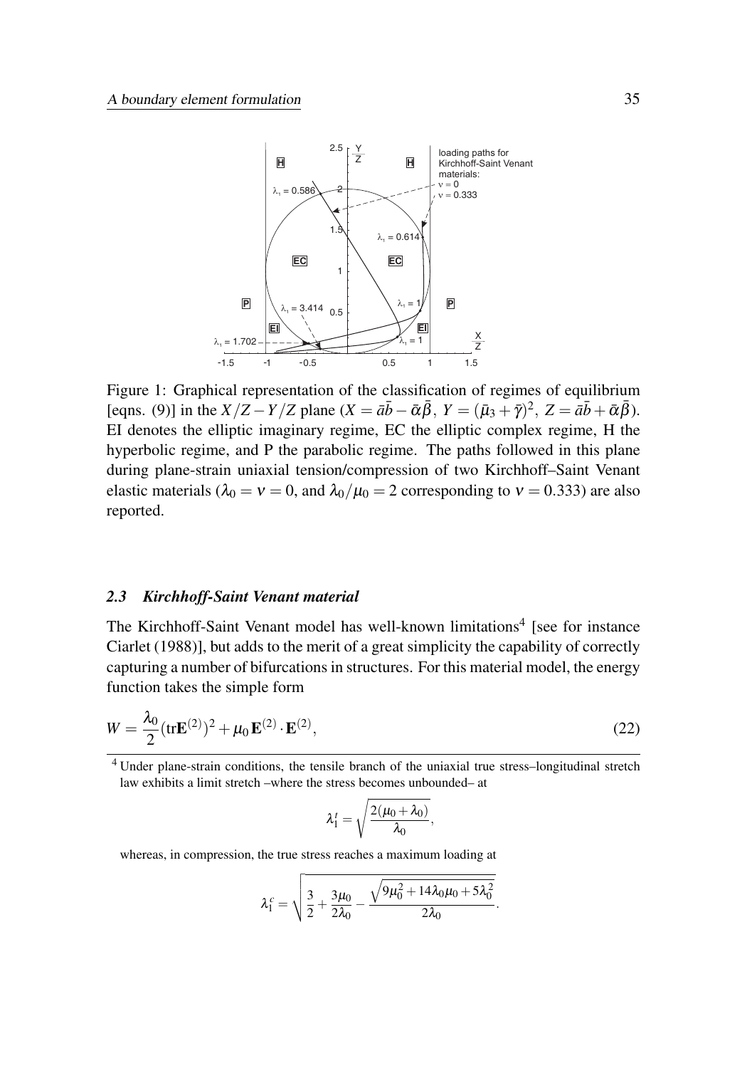2.5 Y/Z

H H

loading paths for Kirchhoff-Saint Venant materials:

ν = 0

ν = 0.333

λ₁ = 0.586

2

1.5

λ₁ = 0.614

EC EC

1

P P

λ₁ = 3.414 0.5

λ₁ = 1

EI EI

λ₁ = 1.702

λ₁ = 1

X/Z

-1.5 -1 -0.5 0.5 1 1.5

Figure 1: Graphical representation of the classification of regimes of equilibrium [eqns. (9)] in the $X/Z - Y/Z$ plane ($X = \bar{a}\bar{b} - \bar{\alpha}\bar{\beta}$, $Y = (\bar{\mu}_3 + \bar{\gamma})^2$, $Z = \bar{a}\bar{b} + \bar{\alpha}\bar{\beta}$). EI denotes the elliptic imaginary regime, EC the elliptic complex regime, H the hyperbolic regime, and P the parabolic regime. The paths followed in this plane during plane-strain uniaxial tension/compression of two Kirchhoff–Saint Venant elastic materials ($\lambda_0 = \nu = 0$, and $\lambda_0/\mu_0 = 2$ corresponding to $\nu = 0.333$) are also reported.

### 2.3 Kirchhoff-Saint Venant material

The Kirchhoff-Saint Venant model has well-known limitations[4] [see for instance Ciarlet (1988)], but adds to the merit of a great simplicity the capability of correctly capturing a number of bifurcations in structures. For this material model, the energy function takes the simple form

$$W = \frac{\lambda_0}{2}(\text{tr}\mathbf{E}^{(2)})^2 + \mu_0\, \mathbf{E}^{(2)} \cdot \mathbf{E}^{(2)}, \tag{22}$$

[4] Under plane-strain conditions, the tensile branch of the uniaxial true stress–longitudinal stretch law exhibits a limit stretch –where the stress becomes unbounded– at

$$\lambda_1^t = \sqrt{\frac{2(\mu_0 + \lambda_0)}{\lambda_0}},$$

whereas, in compression, the true stress reaches a maximum loading at

$$\lambda_1^c = \sqrt{\frac{3}{2} + \frac{3\mu_0}{2\lambda_0} - \frac{\sqrt{9\mu_0^2 + 14\lambda_0\mu_0 + 5\lambda_0^2}}{2\lambda_0}}.$$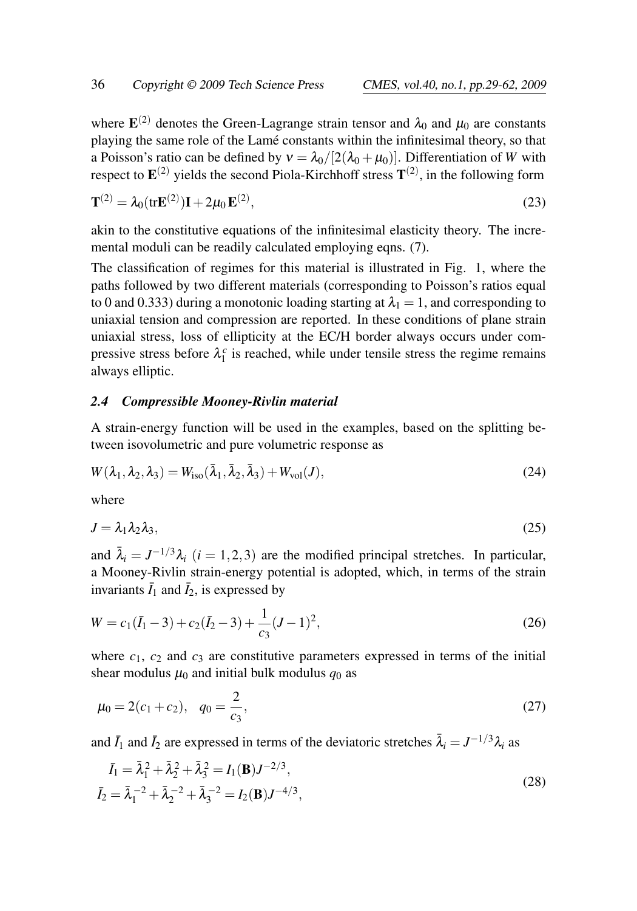where $\mathbf{E}^{(2)}$ denotes the Green-Lagrange strain tensor and $\lambda_0$ and $\mu_0$ are constants playing the same role of the Lamé constants within the infinitesimal theory, so that a Poisson's ratio can be defined by $\nu = \lambda_0/[2(\lambda_0+\mu_0)]$. Differentiation of $W$ with respect to $\mathbf{E}^{(2)}$ yields the second Piola-Kirchhoff stress $\mathbf{T}^{(2)}$, in the following form

$$\mathbf{T}^{(2)} = \lambda_0(\text{tr}\mathbf{E}^{(2)})\mathbf{I} + 2\mu_0\,\mathbf{E}^{(2)}, \tag{23}$$

akin to the constitutive equations of the infinitesimal elasticity theory. The incremental moduli can be readily calculated employing eqns. (7).

The classification of regimes for this material is illustrated in Fig. 1, where the paths followed by two different materials (corresponding to Poisson's ratios equal to 0 and 0.333) during a monotonic loading starting at $\lambda_1 = 1$, and corresponding to uniaxial tension and compression are reported. In these conditions of plane strain uniaxial stress, loss of ellipticity at the EC/H border always occurs under compressive stress before $\lambda_1^c$ is reached, while under tensile stress the regime remains always elliptic.

### 2.4 Compressible Mooney-Rivlin material

A strain-energy function will be used in the examples, based on the splitting between isovolumetric and pure volumetric response as

$$W(\lambda_1,\lambda_2,\lambda_3) = W_{\text{iso}}(\bar{\lambda}_1,\bar{\lambda}_2,\bar{\lambda}_3) + W_{\text{vol}}(J), \tag{24}$$

where

$$J = \lambda_1\lambda_2\lambda_3, \tag{25}$$

and $\bar{\lambda}_i = J^{-1/3}\lambda_i$ $(i = 1,2,3)$ are the modified principal stretches. In particular, a Mooney-Rivlin strain-energy potential is adopted, which, in terms of the strain invariants $\bar{I}_1$ and $\bar{I}_2$, is expressed by

$$W = c_1(\bar{I}_1 - 3) + c_2(\bar{I}_2 - 3) + \frac{1}{c_3}(J-1)^2, \tag{26}$$

where $c_1$, $c_2$ and $c_3$ are constitutive parameters expressed in terms of the initial shear modulus $\mu_0$ and initial bulk modulus $q_0$ as

$$\mu_0 = 2(c_1 + c_2), \quad q_0 = \frac{2}{c_3}, \tag{27}$$

and $\bar{I}_1$ and $\bar{I}_2$ are expressed in terms of the deviatoric stretches $\bar{\lambda}_i = J^{-1/3}\lambda_i$ as

$$\begin{aligned} \bar{I}_1 &= \bar{\lambda}_1^2 + \bar{\lambda}_2^2 + \bar{\lambda}_3^2 = I_1(\mathbf{B})J^{-2/3}, \\ \bar{I}_2 &= \bar{\lambda}_1^{-2} + \bar{\lambda}_2^{-2} + \bar{\lambda}_3^{-2} = I_2(\mathbf{B})J^{-4/3}, \end{aligned} \tag{28}$$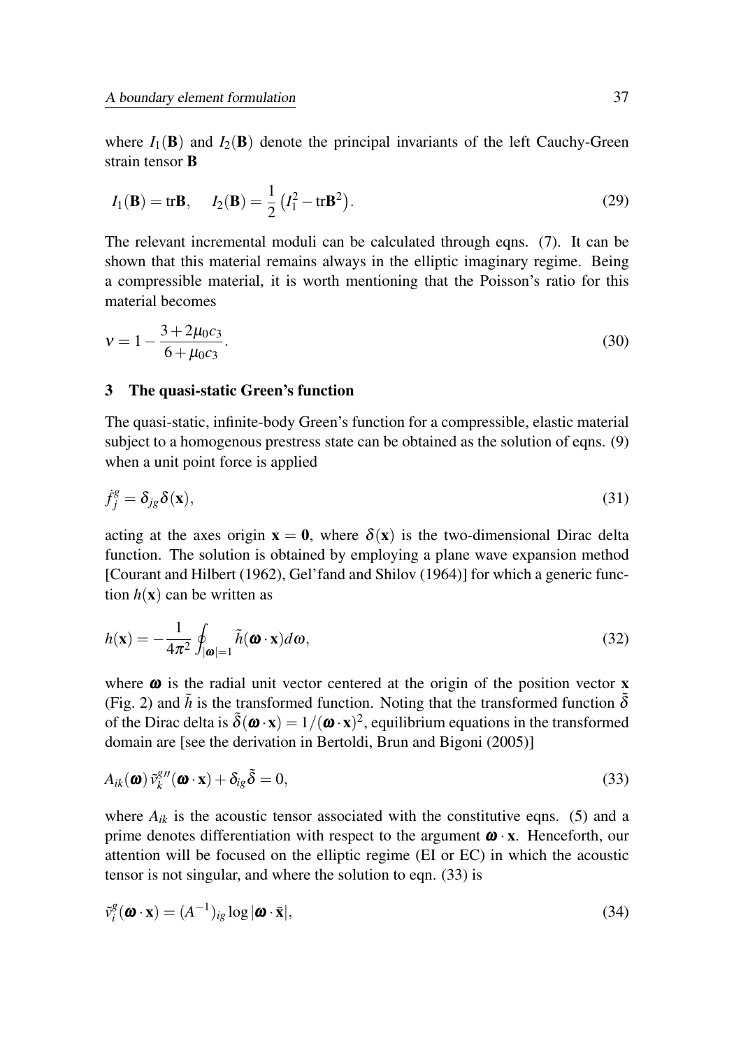where $I_1(\mathbf{B})$ and $I_2(\mathbf{B})$ denote the principal invariants of the left Cauchy-Green strain tensor $\mathbf{B}$

$$I_1(\mathbf{B}) = \text{tr}\mathbf{B}, \quad I_2(\mathbf{B}) = \frac{1}{2}\left(I_1^2 - \text{tr}\mathbf{B}^2\right). \tag{29}$$

The relevant incremental moduli can be calculated through eqns. (7). It can be shown that this material remains always in the elliptic imaginary regime. Being a compressible material, it is worth mentioning that the Poisson's ratio for this material becomes

$$\nu = 1 - \frac{3 + 2\mu_0 c_3}{6 + \mu_0 c_3}. \tag{30}$$

## 3 The quasi-static Green's function

The quasi-static, infinite-body Green's function for a compressible, elastic material subject to a homogenous prestress state can be obtained as the solution of eqns. (9) when a unit point force is applied

$$\dot{f}_j^g = \delta_{jg}\delta(\mathbf{x}), \tag{31}$$

acting at the axes origin $\mathbf{x} = \mathbf{0}$, where $\delta(\mathbf{x})$ is the two-dimensional Dirac delta function. The solution is obtained by employing a plane wave expansion method [Courant and Hilbert (1962), Gel'fand and Shilov (1964)] for which a generic function $h(\mathbf{x})$ can be written as

$$h(\mathbf{x}) = -\frac{1}{4\pi^2}\oint_{|\boldsymbol{\omega}|=1} \tilde{h}(\boldsymbol{\omega}\cdot\mathbf{x})d\omega, \tag{32}$$

where $\boldsymbol{\omega}$ is the radial unit vector centered at the origin of the position vector $\mathbf{x}$ (Fig. 2) and $\tilde{h}$ is the transformed function. Noting that the transformed function $\tilde{\delta}$ of the Dirac delta is $\tilde{\delta}(\boldsymbol{\omega}\cdot\mathbf{x}) = 1/(\boldsymbol{\omega}\cdot\mathbf{x})^2$, equilibrium equations in the transformed domain are [see the derivation in Bertoldi, Brun and Bigoni (2005)]

$$A_{ik}(\boldsymbol{\omega})\,\tilde{v}_k^{g\prime\prime}(\boldsymbol{\omega}\cdot\mathbf{x}) + \delta_{ig}\tilde{\delta} = 0, \tag{33}$$

where $A_{ik}$ is the acoustic tensor associated with the constitutive eqns. (5) and a prime denotes differentiation with respect to the argument $\boldsymbol{\omega}\cdot\mathbf{x}$. Henceforth, our attention will be focused on the elliptic regime (EI or EC) in which the acoustic tensor is not singular, and where the solution to eqn. (33) is

$$\tilde{v}_i^g(\boldsymbol{\omega}\cdot\mathbf{x}) = (A^{-1})_{ig}\log|\boldsymbol{\omega}\cdot\bar{\mathbf{x}}|, \tag{34}$$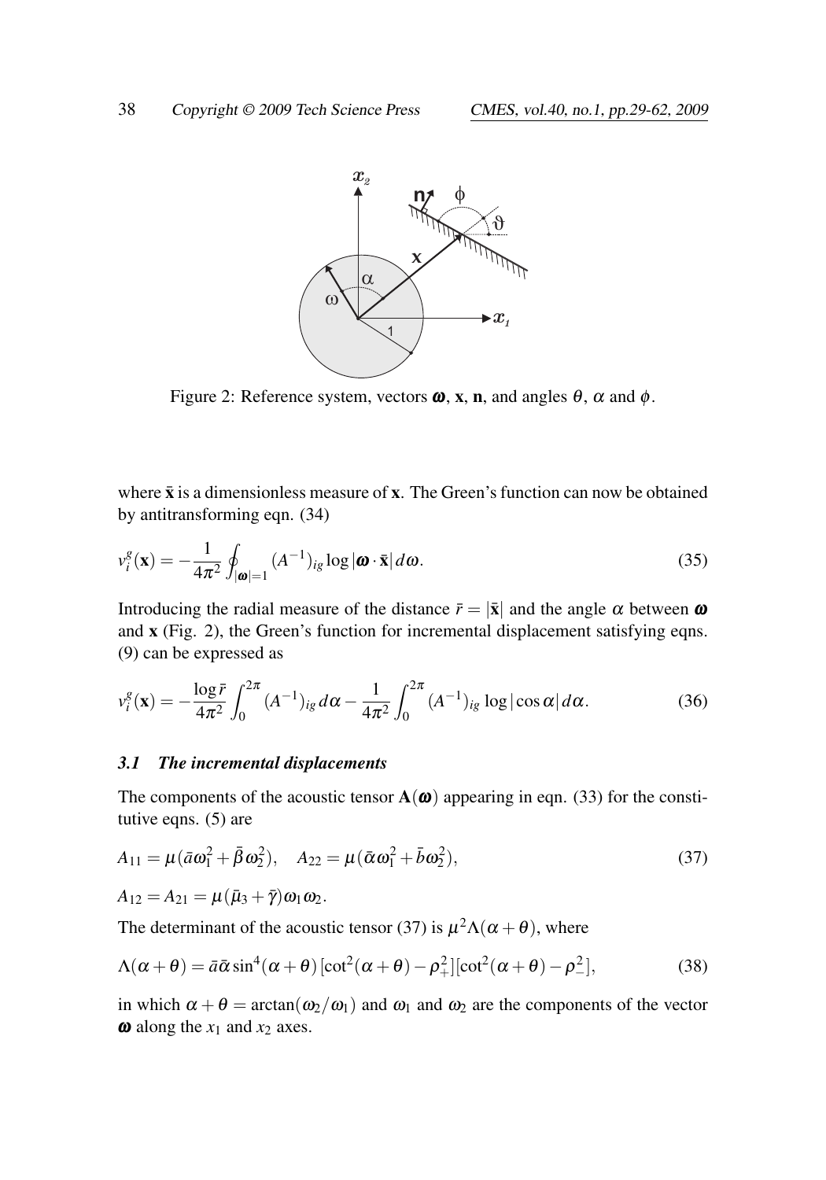Figure 2: Reference system, vectors $\boldsymbol{\omega}$, $\mathbf{x}$, $\mathbf{n}$, and angles $\theta$, $\alpha$ and $\phi$.

where $\bar{\mathbf{x}}$ is a dimensionless measure of $\mathbf{x}$. The Green's function can now be obtained by antitransforming eqn. (34)

$$v_i^g(\mathbf{x}) = -\frac{1}{4\pi^2} \oint_{|\boldsymbol{\omega}|=1} (A^{-1})_{ig} \log|\boldsymbol{\omega} \cdot \bar{\mathbf{x}}| \, d\omega. \tag{35}$$

Introducing the radial measure of the distance $\bar{r} = |\bar{\mathbf{x}}|$ and the angle $\alpha$ between $\boldsymbol{\omega}$ and $\mathbf{x}$ (Fig. 2), the Green's function for incremental displacement satisfying eqns. (9) can be expressed as

$$v_i^g(\mathbf{x}) = -\frac{\log \bar{r}}{4\pi^2} \int_0^{2\pi} (A^{-1})_{ig} \, d\alpha - \frac{1}{4\pi^2} \int_0^{2\pi} (A^{-1})_{ig} \log|\cos\alpha| \, d\alpha. \tag{36}$$

### 3.1 *The incremental displacements*

The components of the acoustic tensor $\mathbf{A}(\boldsymbol{\omega})$ appearing in eqn. (33) for the constitutive eqns. (5) are

$$A_{11} = \mu(\bar{a}\omega_1^2 + \bar{\beta}\omega_2^2), \quad A_{22} = \mu(\bar{\alpha}\omega_1^2 + \bar{b}\omega_2^2), \tag{37}$$

$$A_{12} = A_{21} = \mu(\bar{\mu}_3 + \bar{\gamma})\omega_1\omega_2.$$

The determinant of the acoustic tensor (37) is $\mu^2\Lambda(\alpha+\theta)$, where

$$\Lambda(\alpha+\theta) = \bar{a}\bar{\alpha}\sin^4(\alpha+\theta)\,[\cot^2(\alpha+\theta) - \rho_+^2][\cot^2(\alpha+\theta) - \rho_-^2], \tag{38}$$

in which $\alpha + \theta = \arctan(\omega_2/\omega_1)$ and $\omega_1$ and $\omega_2$ are the components of the vector $\boldsymbol{\omega}$ along the $x_1$ and $x_2$ axes.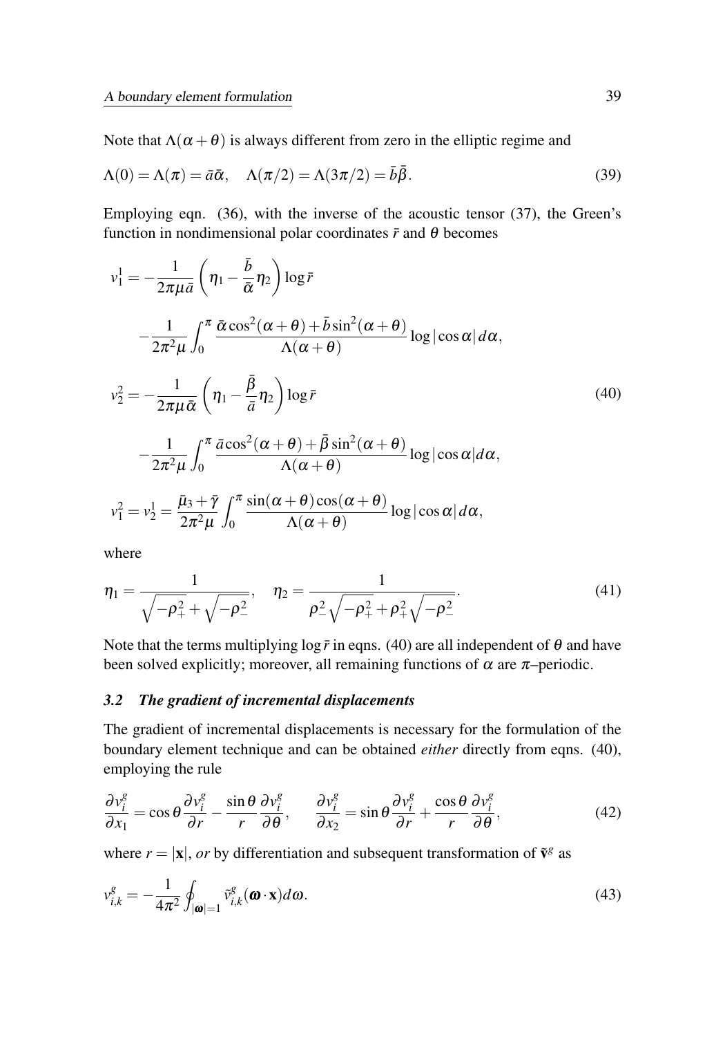Note that $\Lambda(\alpha+\theta)$ is always different from zero in the elliptic regime and

$$\Lambda(0) = \Lambda(\pi) = \bar{a}\bar{\alpha}, \quad \Lambda(\pi/2) = \Lambda(3\pi/2) = \bar{b}\bar{\beta}. \tag{39}$$

Employing eqn. (36), with the inverse of the acoustic tensor (37), the Green's function in nondimensional polar coordinates $\bar{r}$ and $\theta$ becomes

$$\begin{aligned}
v_1^1 &= -\frac{1}{2\pi\mu\bar{a}}\left(\eta_1 - \frac{\bar{b}}{\bar{\alpha}}\eta_2\right)\log\bar{r} \\
&\quad -\frac{1}{2\pi^2\mu}\int_0^{\pi}\frac{\bar{\alpha}\cos^2(\alpha+\theta)+\bar{b}\sin^2(\alpha+\theta)}{\Lambda(\alpha+\theta)}\log|\cos\alpha|\,d\alpha, \\
v_2^2 &= -\frac{1}{2\pi\mu\bar{\alpha}}\left(\eta_1 - \frac{\bar{\beta}}{\bar{a}}\eta_2\right)\log\bar{r} \\
&\quad -\frac{1}{2\pi^2\mu}\int_0^{\pi}\frac{\bar{a}\cos^2(\alpha+\theta)+\bar{\beta}\sin^2(\alpha+\theta)}{\Lambda(\alpha+\theta)}\log|\cos\alpha|\,d\alpha, \\
v_1^2 &= v_2^1 = \frac{\bar{\mu}_3+\bar{\gamma}}{2\pi^2\mu}\int_0^{\pi}\frac{\sin(\alpha+\theta)\cos(\alpha+\theta)}{\Lambda(\alpha+\theta)}\log|\cos\alpha|\,d\alpha,
\end{aligned} \tag{40}$$

where

$$\eta_1 = \frac{1}{\sqrt{-\rho_+^2}+\sqrt{-\rho_-^2}}, \quad \eta_2 = \frac{1}{\rho_-^2\sqrt{-\rho_+^2}+\rho_+^2\sqrt{-\rho_-^2}}. \tag{41}$$

Note that the terms multiplying $\log\bar{r}$ in eqns. (40) are all independent of $\theta$ and have been solved explicitly; moreover, all remaining functions of $\alpha$ are $\pi$–periodic.

### *3.2 The gradient of incremental displacements*

The gradient of incremental displacements is necessary for the formulation of the boundary element technique and can be obtained *either* directly from eqns. (40), employing the rule

$$\frac{\partial v_i^g}{\partial x_1} = \cos\theta\frac{\partial v_i^g}{\partial r} - \frac{\sin\theta}{r}\frac{\partial v_i^g}{\partial\theta}, \qquad \frac{\partial v_i^g}{\partial x_2} = \sin\theta\frac{\partial v_i^g}{\partial r} + \frac{\cos\theta}{r}\frac{\partial v_i^g}{\partial\theta}, \tag{42}$$

where $r = |\mathbf{x}|$, *or* by differentiation and subsequent transformation of $\tilde{\mathbf{v}}^g$ as

$$v_{i,k}^g = -\frac{1}{4\pi^2}\oint_{|\boldsymbol{\omega}|=1}\tilde{v}_{i,k}^g(\boldsymbol{\omega}\cdot\mathbf{x})d\omega. \tag{43}$$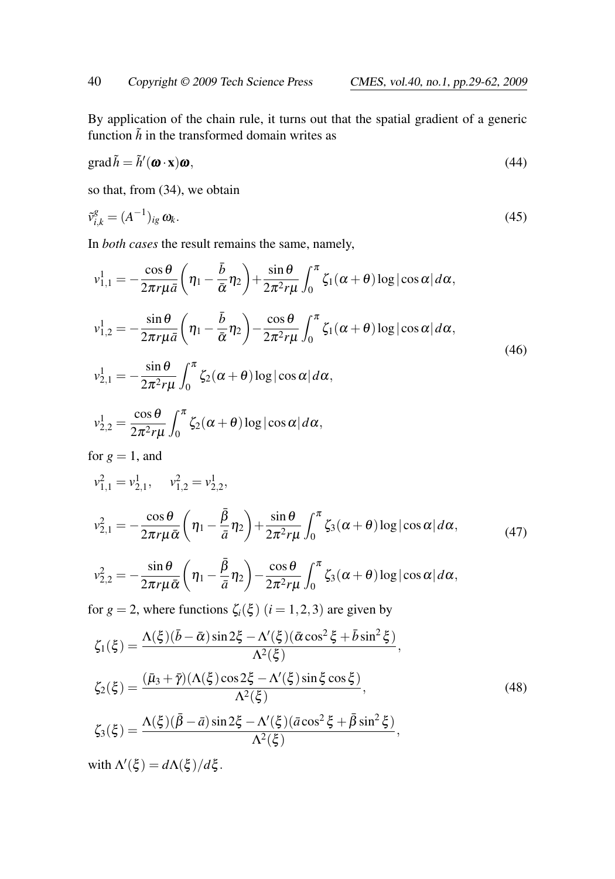By application of the chain rule, it turns out that the spatial gradient of a generic function $\tilde{h}$ in the transformed domain writes as

$$\operatorname{grad}\tilde{h} = \tilde{h}'(\boldsymbol{\omega}\cdot\mathbf{x})\boldsymbol{\omega}, \tag{44}$$

so that, from (34), we obtain

$$\tilde{v}^{g}_{i,k} = (A^{-1})_{ig}\,\omega_k. \tag{45}$$

In *both cases* the result remains the same, namely,

$$\begin{aligned}
v^1_{1,1} &= -\frac{\cos\theta}{2\pi r\mu\bar{a}}\left(\eta_1 - \frac{\bar{b}}{\bar{\alpha}}\eta_2\right) + \frac{\sin\theta}{2\pi^2 r\mu}\int_0^{\pi}\zeta_1(\alpha+\theta)\log|\cos\alpha|\,d\alpha,\\
v^1_{1,2} &= -\frac{\sin\theta}{2\pi r\mu\bar{a}}\left(\eta_1 - \frac{\bar{b}}{\bar{\alpha}}\eta_2\right) - \frac{\cos\theta}{2\pi^2 r\mu}\int_0^{\pi}\zeta_1(\alpha+\theta)\log|\cos\alpha|\,d\alpha,\\
v^1_{2,1} &= -\frac{\sin\theta}{2\pi^2 r\mu}\int_0^{\pi}\zeta_2(\alpha+\theta)\log|\cos\alpha|\,d\alpha,\\
v^1_{2,2} &= \frac{\cos\theta}{2\pi^2 r\mu}\int_0^{\pi}\zeta_2(\alpha+\theta)\log|\cos\alpha|\,d\alpha,
\end{aligned} \tag{46}$$

for $g=1$, and

$$\begin{aligned}
v^2_{1,1} &= v^1_{2,1}, \qquad v^2_{1,2} = v^1_{2,2},\\
v^2_{2,1} &= -\frac{\cos\theta}{2\pi r\mu\bar{\alpha}}\left(\eta_1 - \frac{\bar{\beta}}{\bar{a}}\eta_2\right) + \frac{\sin\theta}{2\pi^2 r\mu}\int_0^{\pi}\zeta_3(\alpha+\theta)\log|\cos\alpha|\,d\alpha,\\
v^2_{2,2} &= -\frac{\sin\theta}{2\pi r\mu\bar{\alpha}}\left(\eta_1 - \frac{\bar{\beta}}{\bar{a}}\eta_2\right) - \frac{\cos\theta}{2\pi^2 r\mu}\int_0^{\pi}\zeta_3(\alpha+\theta)\log|\cos\alpha|\,d\alpha,
\end{aligned} \tag{47}$$

for $g=2$, where functions $\zeta_i(\xi)$ $(i=1,2,3)$ are given by

$$\begin{aligned}
\zeta_1(\xi) &= \frac{\Lambda(\xi)(\bar{b}-\bar{\alpha})\sin 2\xi - \Lambda'(\xi)(\bar{\alpha}\cos^2\xi + \bar{b}\sin^2\xi)}{\Lambda^2(\xi)},\\
\zeta_2(\xi) &= \frac{(\bar{\mu}_3+\bar{\gamma})(\Lambda(\xi)\cos 2\xi - \Lambda'(\xi)\sin\xi\cos\xi)}{\Lambda^2(\xi)},\\
\zeta_3(\xi) &= \frac{\Lambda(\xi)(\bar{\beta}-\bar{a})\sin 2\xi - \Lambda'(\xi)(\bar{a}\cos^2\xi + \bar{\beta}\sin^2\xi)}{\Lambda^2(\xi)},
\end{aligned} \tag{48}$$

with $\Lambda'(\xi) = d\Lambda(\xi)/d\xi$.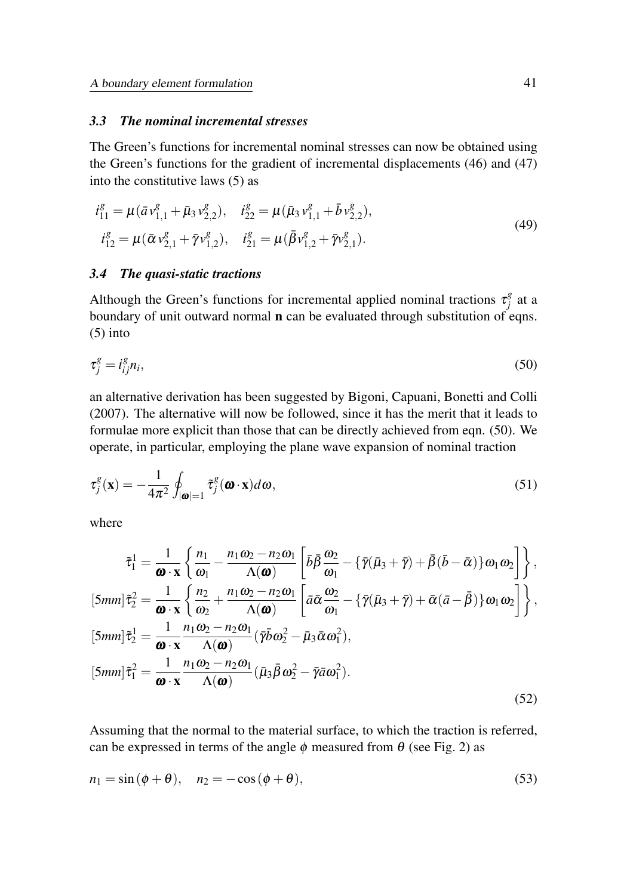### 3.3 The nominal incremental stresses

The Green's functions for incremental nominal stresses can now be obtained using the Green's functions for the gradient of incremental displacements (46) and (47) into the constitutive laws (5) as

$$
\begin{aligned}
\dot{t}^g_{11} &= \mu(\bar{a}\, v^g_{1,1} + \bar{\mu}_3\, v^g_{2,2}), \quad \dot{t}^g_{22} = \mu(\bar{\mu}_3\, v^g_{1,1} + \bar{b}\, v^g_{2,2}), \\
\dot{t}^g_{12} &= \mu(\bar{\alpha}\, v^g_{2,1} + \bar{\gamma} v^g_{1,2}), \quad \dot{t}^g_{21} = \mu(\bar{\beta} v^g_{1,2} + \bar{\gamma} v^g_{2,1}).
\end{aligned}
\tag{49}
$$

### 3.4 The quasi-static tractions

Although the Green's functions for incremental applied nominal tractions $\tau^g_j$ at a boundary of unit outward normal $\mathbf{n}$ can be evaluated through substitution of eqns. (5) into

$$
\tau^g_j = \dot{t}^g_{ij} n_i, \tag{50}
$$

an alternative derivation has been suggested by Bigoni, Capuani, Bonetti and Colli (2007). The alternative will now be followed, since it has the merit that it leads to formulae more explicit than those that can be directly achieved from eqn. (50). We operate, in particular, employing the plane wave expansion of nominal traction

$$
\tau^g_j(\mathbf{x}) = -\frac{1}{4\pi^2} \oint_{|\boldsymbol{\omega}|=1} \tilde{\tau}^g_j(\boldsymbol{\omega} \cdot \mathbf{x}) d\omega, \tag{51}
$$

where

$$
\begin{aligned}
\tilde{\tau}^1_1 &= \frac{1}{\boldsymbol{\omega} \cdot \mathbf{x}} \left\{ \frac{n_1}{\omega_1} - \frac{n_1\omega_2 - n_2\omega_1}{\Lambda(\boldsymbol{\omega})} \left[ \bar{b}\bar{\beta}\frac{\omega_2}{\omega_1} - \{\bar{\gamma}(\bar{\mu}_3 + \bar{\gamma}) + \bar{\beta}(\bar{b} - \bar{\alpha})\}\omega_1\omega_2 \right] \right\}, \\
[5mm]\tilde{\tau}^2_2 &= \frac{1}{\boldsymbol{\omega} \cdot \mathbf{x}} \left\{ \frac{n_2}{\omega_2} + \frac{n_1\omega_2 - n_2\omega_1}{\Lambda(\boldsymbol{\omega})} \left[ \bar{a}\bar{\alpha}\frac{\omega_2}{\omega_1} - \{\bar{\gamma}(\bar{\mu}_3 + \bar{\gamma}) + \bar{\alpha}(\bar{a} - \bar{\beta})\}\omega_1\omega_2 \right] \right\}, \\
[5mm]\tilde{\tau}^1_2 &= \frac{1}{\boldsymbol{\omega} \cdot \mathbf{x}} \frac{n_1\omega_2 - n_2\omega_1}{\Lambda(\boldsymbol{\omega})} (\bar{\gamma}\bar{b}\omega_2^2 - \bar{\mu}_3\bar{\alpha}\omega_1^2), \\
[5mm]\tilde{\tau}^2_1 &= \frac{1}{\boldsymbol{\omega} \cdot \mathbf{x}} \frac{n_1\omega_2 - n_2\omega_1}{\Lambda(\boldsymbol{\omega})} (\bar{\mu}_3\bar{\beta}\omega_2^2 - \bar{\gamma}\bar{a}\omega_1^2).
\end{aligned}
\tag{52}
$$

Assuming that the normal to the material surface, to which the traction is referred, can be expressed in terms of the angle $\phi$ measured from $\theta$ (see Fig. 2) as

$$
n_1 = \sin(\phi + \theta), \quad n_2 = -\cos(\phi + \theta), \tag{53}
$$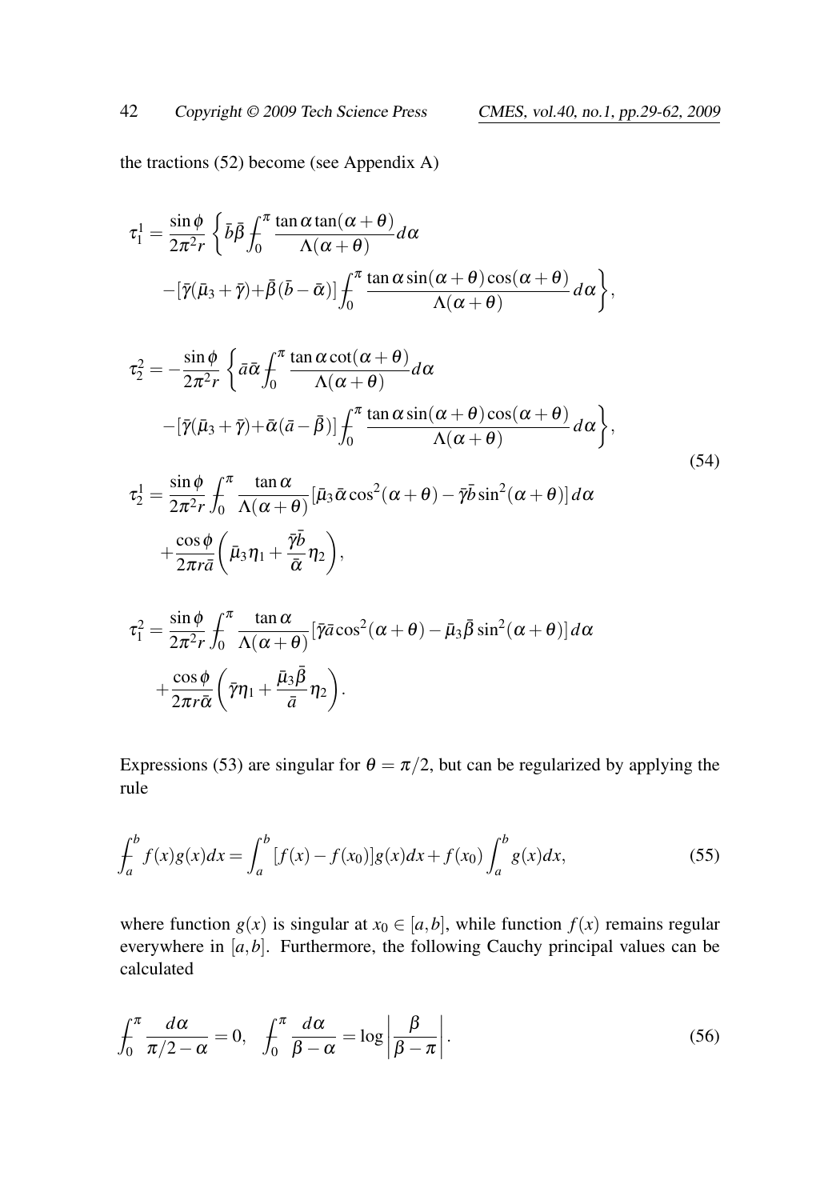the tractions (52) become (see Appendix A)

$$
\begin{aligned}
\tau_1^1 &= \frac{\sin\phi}{2\pi^2 r}\left\{\bar{b}\bar{\beta}\fint_0^\pi \frac{\tan\alpha\tan(\alpha+\theta)}{\Lambda(\alpha+\theta)}d\alpha \right.\\
&\left. -[\bar{\gamma}(\bar{\mu}_3+\bar{\gamma})+\bar{\beta}(\bar{b}-\bar{\alpha})]\fint_0^\pi \frac{\tan\alpha\sin(\alpha+\theta)\cos(\alpha+\theta)}{\Lambda(\alpha+\theta)}d\alpha\right\},\\
\tau_2^2 &= -\frac{\sin\phi}{2\pi^2 r}\left\{\bar{a}\bar{\alpha}\fint_0^\pi \frac{\tan\alpha\cot(\alpha+\theta)}{\Lambda(\alpha+\theta)}d\alpha \right.\\
&\left. -[\bar{\gamma}(\bar{\mu}_3+\bar{\gamma})+\bar{\alpha}(\bar{a}-\bar{\beta})]\fint_0^\pi \frac{\tan\alpha\sin(\alpha+\theta)\cos(\alpha+\theta)}{\Lambda(\alpha+\theta)}d\alpha\right\},\\
\tau_2^1 &= \frac{\sin\phi}{2\pi^2 r}\int_0^\pi \frac{\tan\alpha}{\Lambda(\alpha+\theta)}[\bar{\mu}_3\bar{\alpha}\cos^2(\alpha+\theta)-\bar{\gamma}\bar{b}\sin^2(\alpha+\theta)]\,d\alpha\\
&+\frac{\cos\phi}{2\pi r\bar{a}}\left(\bar{\mu}_3\eta_1+\frac{\bar{\gamma}\bar{b}}{\bar{\alpha}}\eta_2\right),\\
\tau_1^2 &= \frac{\sin\phi}{2\pi^2 r}\int_0^\pi \frac{\tan\alpha}{\Lambda(\alpha+\theta)}[\bar{\gamma}\bar{a}\cos^2(\alpha+\theta)-\bar{\mu}_3\bar{\beta}\sin^2(\alpha+\theta)]\,d\alpha\\
&+\frac{\cos\phi}{2\pi r\bar{\alpha}}\left(\bar{\gamma}\eta_1+\frac{\bar{\mu}_3\bar{\beta}}{\bar{a}}\eta_2\right).
\end{aligned}
\tag{54}
$$

Expressions (53) are singular for $\theta = \pi/2$, but can be regularized by applying the rule

$$
\fint_a^b f(x)g(x)dx = \int_a^b [f(x)-f(x_0)]g(x)dx + f(x_0)\fint_a^b g(x)dx, \tag{55}
$$

where function $g(x)$ is singular at $x_0 \in [a,b]$, while function $f(x)$ remains regular everywhere in $[a,b]$. Furthermore, the following Cauchy principal values can be calculated

$$
\fint_0^\pi \frac{d\alpha}{\pi/2-\alpha} = 0, \quad \fint_0^\pi \frac{d\alpha}{\beta-\alpha} = \log\left|\frac{\beta}{\beta-\pi}\right|. \tag{56}
$$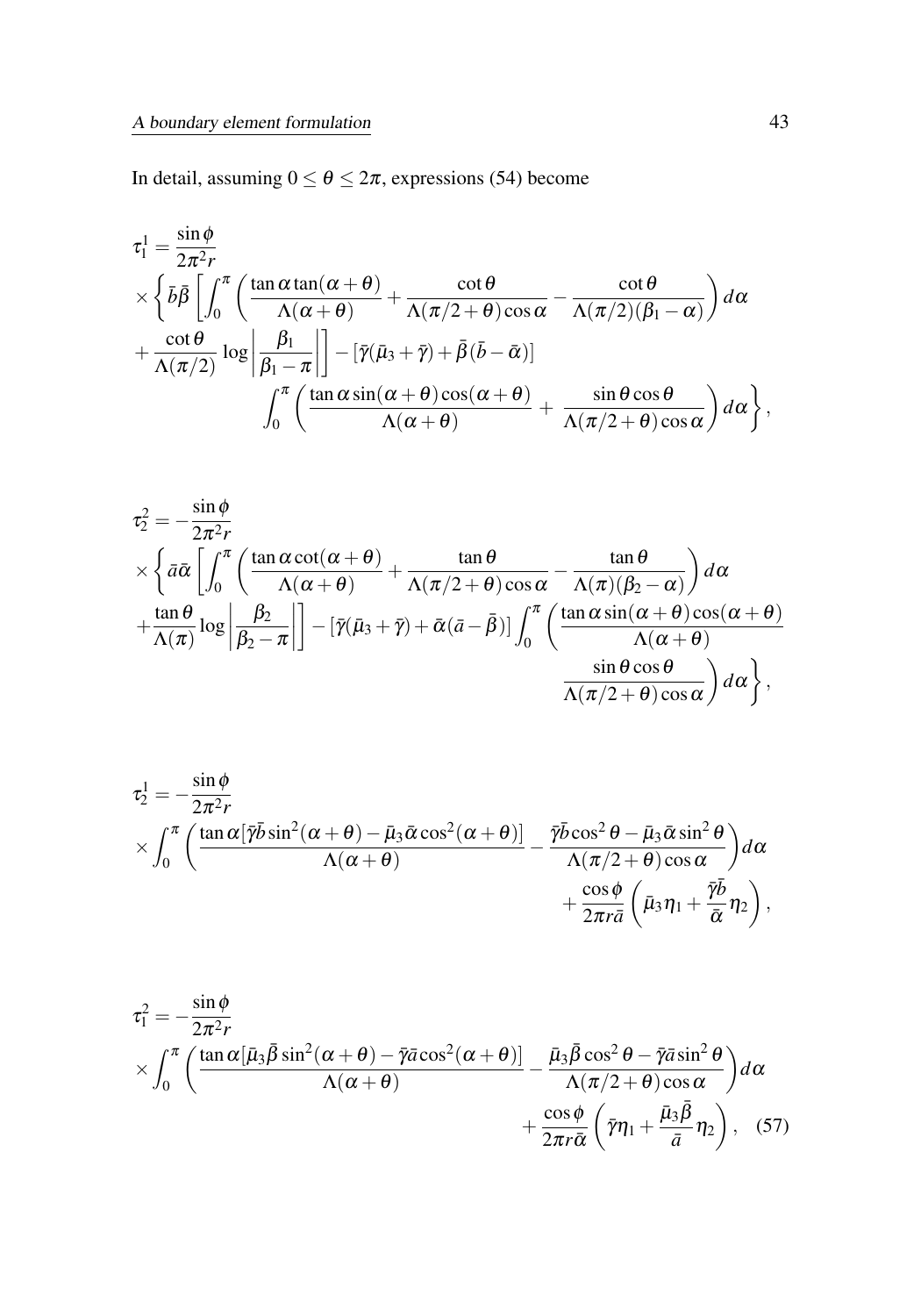In detail, assuming $0 \le \theta \le 2\pi$, expressions (54) become

$$
\begin{aligned}
\tau_1^1 &= \frac{\sin\phi}{2\pi^2 r} \\
&\times \left\{ \bar{b}\bar{\beta} \left[ \int_0^{\pi} \left( \frac{\tan\alpha \tan(\alpha+\theta)}{\Lambda(\alpha+\theta)} + \frac{\cot\theta}{\Lambda(\pi/2+\theta)\cos\alpha} - \frac{\cot\theta}{\Lambda(\pi/2)(\beta_1-\alpha)} \right) d\alpha \right.\right. \\
&+ \left. \frac{\cot\theta}{\Lambda(\pi/2)} \log\left| \frac{\beta_1}{\beta_1-\pi} \right| \right] - [\bar{\gamma}(\bar{\mu}_3+\bar{\gamma}) + \bar{\beta}(\bar{b}-\bar{\alpha})] \\
&\qquad \left. \int_0^{\pi} \left( \frac{\tan\alpha \sin(\alpha+\theta)\cos(\alpha+\theta)}{\Lambda(\alpha+\theta)} + \frac{\sin\theta\cos\theta}{\Lambda(\pi/2+\theta)\cos\alpha} \right) d\alpha \right\},
\end{aligned}
$$

$$
\begin{aligned}
\tau_2^2 &= -\frac{\sin\phi}{2\pi^2 r} \\
&\times \left\{ \bar{a}\bar{\alpha} \left[ \int_0^{\pi} \left( \frac{\tan\alpha \cot(\alpha+\theta)}{\Lambda(\alpha+\theta)} + \frac{\tan\theta}{\Lambda(\pi/2+\theta)\cos\alpha} - \frac{\tan\theta}{\Lambda(\pi)(\beta_2-\alpha)} \right) d\alpha \right.\right. \\
&+ \left. \frac{\tan\theta}{\Lambda(\pi)} \log\left| \frac{\beta_2}{\beta_2-\pi} \right| \right] - [\bar{\gamma}(\bar{\mu}_3+\bar{\gamma}) + \bar{\alpha}(\bar{a}-\bar{\beta})] \int_0^{\pi} \left( \frac{\tan\alpha \sin(\alpha+\theta)\cos(\alpha+\theta)}{\Lambda(\alpha+\theta)} \right. \\
&\qquad \left.\left. \frac{\sin\theta\cos\theta}{\Lambda(\pi/2+\theta)\cos\alpha} \right) d\alpha \right\},
\end{aligned}
$$

$$
\begin{aligned}
\tau_2^1 &= -\frac{\sin\phi}{2\pi^2 r} \\
&\times \int_0^{\pi} \left( \frac{\tan\alpha[\bar{\gamma}\bar{b}\sin^2(\alpha+\theta) - \bar{\mu}_3\bar{\alpha}\cos^2(\alpha+\theta)]}{\Lambda(\alpha+\theta)} - \frac{\bar{\gamma}\bar{b}\cos^2\theta - \bar{\mu}_3\bar{\alpha}\sin^2\theta}{\Lambda(\pi/2+\theta)\cos\alpha} \right) d\alpha \\
&\qquad + \frac{\cos\phi}{2\pi r\bar{a}} \left( \bar{\mu}_3\eta_1 + \frac{\bar{\gamma}\bar{b}}{\bar{\alpha}}\eta_2 \right),
\end{aligned}
$$

$$
\begin{aligned}
\tau_1^2 &= -\frac{\sin\phi}{2\pi^2 r} \\
&\times \int_0^{\pi} \left( \frac{\tan\alpha[\bar{\mu}_3\bar{\beta}\sin^2(\alpha+\theta) - \bar{\gamma}\bar{a}\cos^2(\alpha+\theta)]}{\Lambda(\alpha+\theta)} - \frac{\bar{\mu}_3\bar{\beta}\cos^2\theta - \bar{\gamma}\bar{a}\sin^2\theta}{\Lambda(\pi/2+\theta)\cos\alpha} \right) d\alpha \\
&\qquad + \frac{\cos\phi}{2\pi r\bar{\alpha}} \left( \bar{\gamma}\eta_1 + \frac{\bar{\mu}_3\bar{\beta}}{\bar{a}}\eta_2 \right), \quad (57)
\end{aligned}
$$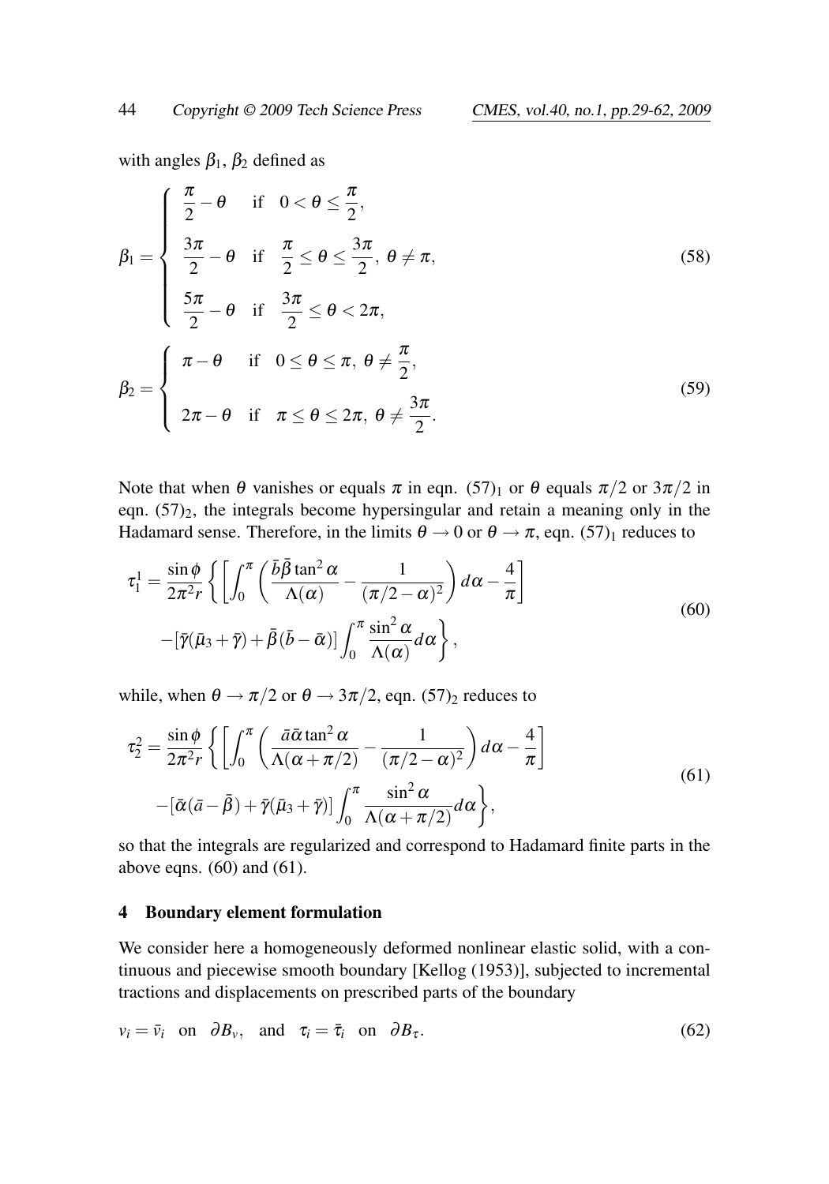with angles $\beta_1$, $\beta_2$ defined as

$$
\beta_1 = \begin{cases} \dfrac{\pi}{2} - \theta & \text{if} \quad 0 < \theta \leq \dfrac{\pi}{2}, \\[2ex] \dfrac{3\pi}{2} - \theta & \text{if} \quad \dfrac{\pi}{2} \leq \theta \leq \dfrac{3\pi}{2},\ \theta \neq \pi, \\[2ex] \dfrac{5\pi}{2} - \theta & \text{if} \quad \dfrac{3\pi}{2} \leq \theta < 2\pi, \end{cases} \tag{58}
$$

$$
\beta_2 = \begin{cases} \pi - \theta & \text{if} \quad 0 \leq \theta \leq \pi,\ \theta \neq \dfrac{\pi}{2}, \\[2ex] 2\pi - \theta & \text{if} \quad \pi \leq \theta \leq 2\pi,\ \theta \neq \dfrac{3\pi}{2}. \end{cases} \tag{59}
$$

Note that when $\theta$ vanishes or equals $\pi$ in eqn. $(57)_1$ or $\theta$ equals $\pi/2$ or $3\pi/2$ in eqn. $(57)_2$, the integrals become hypersingular and retain a meaning only in the Hadamard sense. Therefore, in the limits $\theta \to 0$ or $\theta \to \pi$, eqn. $(57)_1$ reduces to

$$
\begin{aligned} \tau_1^1 = \frac{\sin\phi}{2\pi^2 r} \Bigg\{ & \left[ \int_0^{\pi} \left( \frac{\bar{b}\bar{\beta}\tan^2\alpha}{\Lambda(\alpha)} - \frac{1}{(\pi/2-\alpha)^2} \right) d\alpha - \frac{4}{\pi} \right] \\ & - [\bar{\gamma}(\bar{\mu}_3 + \bar{\gamma}) + \bar{\beta}(\bar{b} - \bar{\alpha})] \int_0^{\pi} \frac{\sin^2\alpha}{\Lambda(\alpha)} d\alpha \Bigg\}, \end{aligned} \tag{60}
$$

while, when $\theta \to \pi/2$ or $\theta \to 3\pi/2$, eqn. $(57)_2$ reduces to

$$
\begin{aligned} \tau_2^2 = \frac{\sin\phi}{2\pi^2 r} \Bigg\{ & \left[ \int_0^{\pi} \left( \frac{\bar{a}\bar{\alpha}\tan^2\alpha}{\Lambda(\alpha+\pi/2)} - \frac{1}{(\pi/2-\alpha)^2} \right) d\alpha - \frac{4}{\pi} \right] \\ & - [\bar{\alpha}(\bar{a} - \bar{\beta}) + \bar{\gamma}(\bar{\mu}_3 + \bar{\gamma})] \int_0^{\pi} \frac{\sin^2\alpha}{\Lambda(\alpha+\pi/2)} d\alpha \Bigg\}, \end{aligned} \tag{61}
$$

so that the integrals are regularized and correspond to Hadamard finite parts in the above eqns. (60) and (61).

## 4 Boundary element formulation

We consider here a homogeneously deformed nonlinear elastic solid, with a continuous and piecewise smooth boundary [Kellog (1953)], subjected to incremental tractions and displacements on prescribed parts of the boundary

$$
v_i = \bar{v}_i \quad \text{on} \quad \partial B_v, \quad \text{and} \quad \tau_i = \bar{\tau}_i \quad \text{on} \quad \partial B_\tau. \tag{62}
$$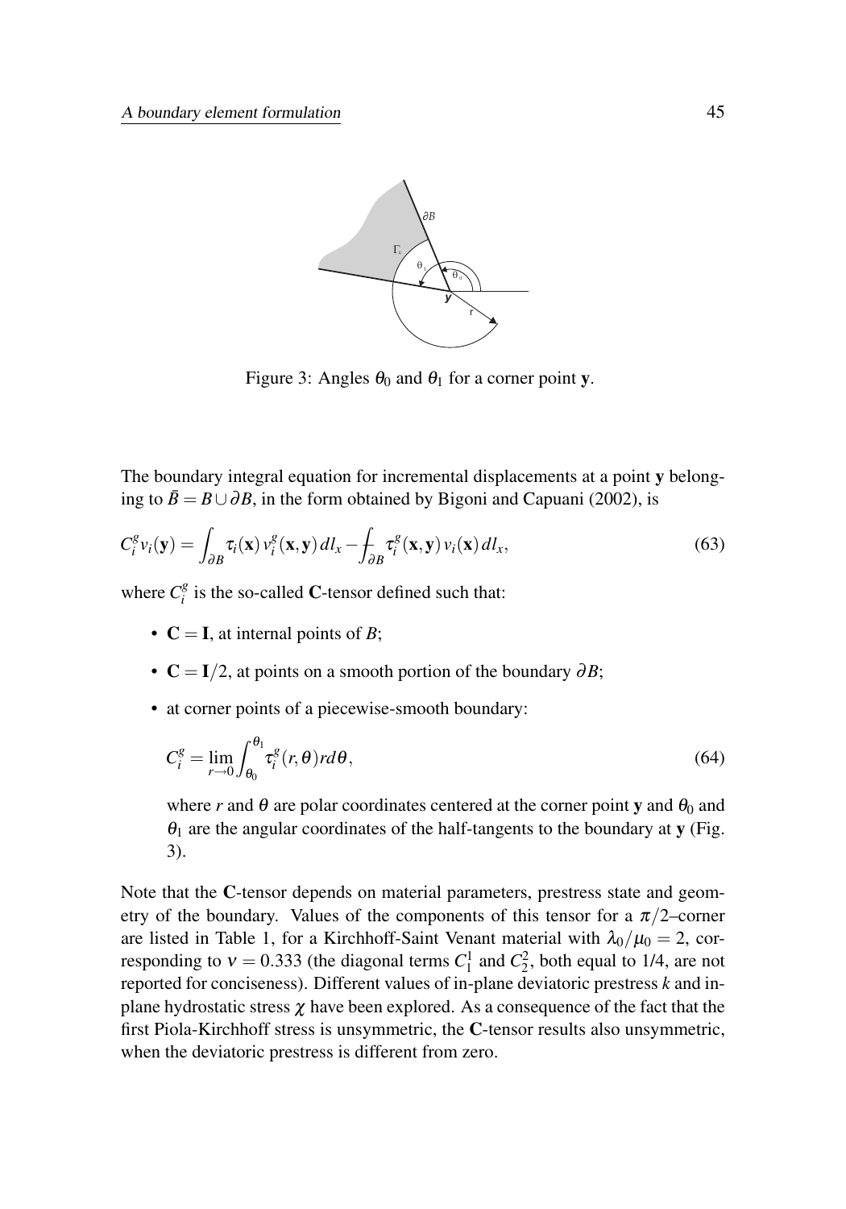∂B

$\Gamma_\varepsilon$

$\theta_1$

$\theta_0$

**y**

r

Figure 3: Angles $\theta_0$ and $\theta_1$ for a corner point $\mathbf{y}$.

The boundary integral equation for incremental displacements at a point $\mathbf{y}$ belonging to $\bar{B} = B \cup \partial B$, in the form obtained by Bigoni and Capuani (2002), is

$$C_i^g v_i(\mathbf{y}) = \int_{\partial B} \tau_i(\mathbf{x})\, v_i^g(\mathbf{x}, \mathbf{y})\, dl_x - \int\!\!\!\!\!-_{\partial B} \tau_i^g(\mathbf{x}, \mathbf{y})\, v_i(\mathbf{x})\, dl_x, \tag{63}$$

where $C_i^g$ is the so-called $\mathbf{C}$-tensor defined such that:

- $\mathbf{C} = \mathbf{I}$, at internal points of $B$;
- $\mathbf{C} = \mathbf{I}/2$, at points on a smooth portion of the boundary $\partial B$;
- at corner points of a piecewise-smooth boundary:

  $$C_i^g = \lim_{r \to 0} \int_{\theta_0}^{\theta_1} \tau_i^g(r, \theta)\, r d\theta, \tag{64}$$

  where $r$ and $\theta$ are polar coordinates centered at the corner point $\mathbf{y}$ and $\theta_0$ and $\theta_1$ are the angular coordinates of the half-tangents to the boundary at $\mathbf{y}$ (Fig. 3).

Note that the $\mathbf{C}$-tensor depends on material parameters, prestress state and geometry of the boundary. Values of the components of this tensor for a $\pi/2$–corner are listed in Table 1, for a Kirchhoff-Saint Venant material with $\lambda_0/\mu_0 = 2$, corresponding to $\nu = 0.333$ (the diagonal terms $C_1^1$ and $C_2^2$, both equal to 1/4, are not reported for conciseness). Different values of in-plane deviatoric prestress $k$ and in-plane hydrostatic stress $\chi$ have been explored. As a consequence of the fact that the first Piola-Kirchhoff stress is unsymmetric, the $\mathbf{C}$-tensor results also unsymmetric, when the deviatoric prestress is different from zero.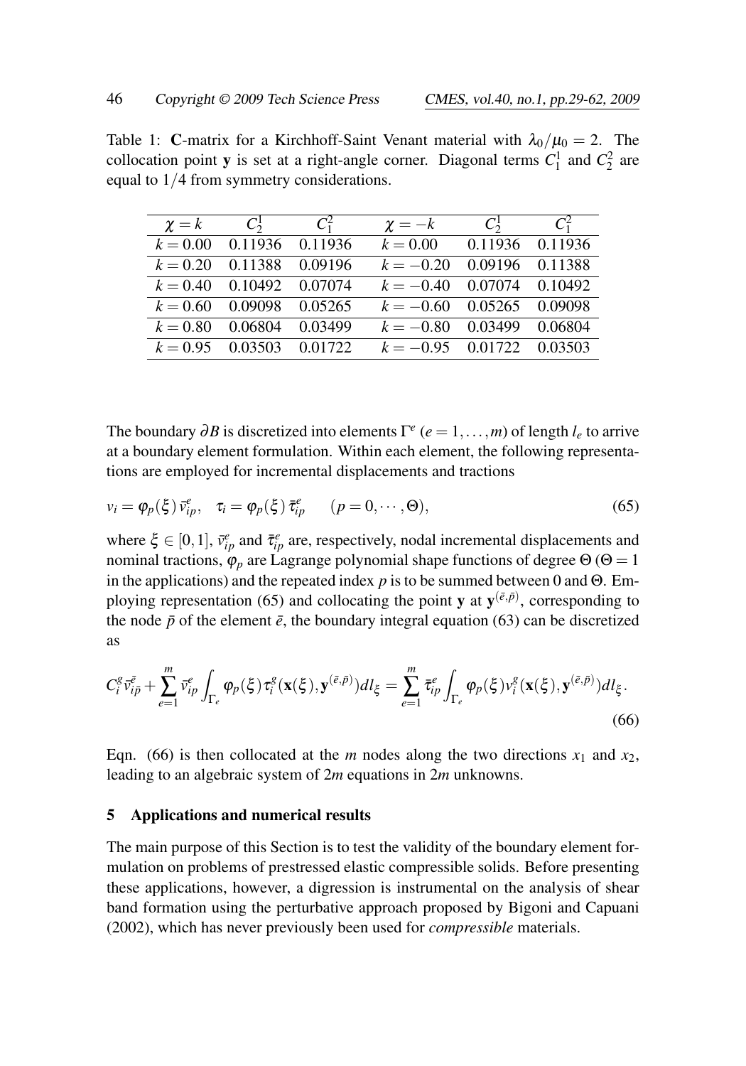Table 1: **C**-matrix for a Kirchhoff-Saint Venant material with $\lambda_0/\mu_0 = 2$. The collocation point **y** is set at a right-angle corner. Diagonal terms $C_1^1$ and $C_2^2$ are equal to $1/4$ from symmetry considerations.

| $\chi = k$ | $C_2^1$ | $C_1^2$ | $\chi = -k$ | $C_2^1$ | $C_1^2$ |
|---|---|---|---|---|---|
| $k = 0.00$ | 0.11936 | 0.11936 | $k = 0.00$ | 0.11936 | 0.11936 |
| $k = 0.20$ | 0.11388 | 0.09196 | $k = -0.20$ | 0.09196 | 0.11388 |
| $k = 0.40$ | 0.10492 | 0.07074 | $k = -0.40$ | 0.07074 | 0.10492 |
| $k = 0.60$ | 0.09098 | 0.05265 | $k = -0.60$ | 0.05265 | 0.09098 |
| $k = 0.80$ | 0.06804 | 0.03499 | $k = -0.80$ | 0.03499 | 0.06804 |
| $k = 0.95$ | 0.03503 | 0.01722 | $k = -0.95$ | 0.01722 | 0.03503 |

The boundary $\partial B$ is discretized into elements $\Gamma^e$ ($e = 1,\ldots,m$) of length $l_e$ to arrive at a boundary element formulation. Within each element, the following representations are employed for incremental displacements and tractions

$$v_i = \varphi_p(\xi)\,\bar{v}_{ip}^e, \quad \tau_i = \varphi_p(\xi)\,\bar{\tau}_{ip}^e \qquad (p = 0,\cdots,\Theta), \tag{65}$$

where $\xi \in [0,1]$, $\bar{v}_{ip}^e$ and $\bar{\tau}_{ip}^e$ are, respectively, nodal incremental displacements and nominal tractions, $\varphi_p$ are Lagrange polynomial shape functions of degree $\Theta$ ($\Theta = 1$ in the applications) and the repeated index $p$ is to be summed between 0 and $\Theta$. Employing representation (65) and collocating the point **y** at $\mathbf{y}^{(\bar{e},\bar{p})}$, corresponding to the node $\bar{p}$ of the element $\bar{e}$, the boundary integral equation (63) can be discretized as

$$C_i^g \bar{v}_{i\bar{p}}^{\bar{e}} + \sum_{e=1}^{m} \bar{v}_{ip}^e \int_{\Gamma_e} \varphi_p(\xi)\,\tau_i^g(\mathbf{x}(\xi),\mathbf{y}^{(\bar{e},\bar{p})})dl_\xi = \sum_{e=1}^{m} \bar{\tau}_{ip}^e \int_{\Gamma_e} \varphi_p(\xi)\,v_i^g(\mathbf{x}(\xi),\mathbf{y}^{(\bar{e},\bar{p})})dl_\xi. \tag{66}$$

Eqn. (66) is then collocated at the $m$ nodes along the two directions $x_1$ and $x_2$, leading to an algebraic system of $2m$ equations in $2m$ unknowns.

## 5 Applications and numerical results

The main purpose of this Section is to test the validity of the boundary element formulation on problems of prestressed elastic compressible solids. Before presenting these applications, however, a digression is instrumental on the analysis of shear band formation using the perturbative approach proposed by Bigoni and Capuani (2002), which has never previously been used for *compressible* materials.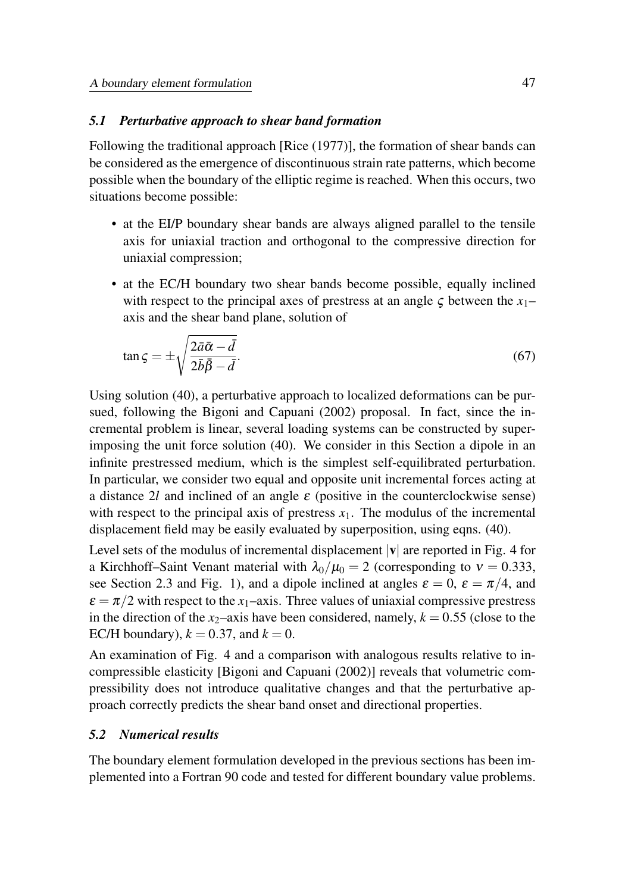### 5.1 Perturbative approach to shear band formation

Following the traditional approach [Rice (1977)], the formation of shear bands can be considered as the emergence of discontinuous strain rate patterns, which become possible when the boundary of the elliptic regime is reached. When this occurs, two situations become possible:

- at the EI/P boundary shear bands are always aligned parallel to the tensile axis for uniaxial traction and orthogonal to the compressive direction for uniaxial compression;
- at the EC/H boundary two shear bands become possible, equally inclined with respect to the principal axes of prestress at an angle $\varsigma$ between the $x_1$–axis and the shear band plane, solution of

$$\tan\varsigma = \pm\sqrt{\frac{2\bar{a}\bar{\alpha}-\bar{d}}{2\bar{b}\bar{\beta}-\bar{d}}}. \tag{67}$$

Using solution (40), a perturbative approach to localized deformations can be pursued, following the Bigoni and Capuani (2002) proposal. In fact, since the incremental problem is linear, several loading systems can be constructed by superimposing the unit force solution (40). We consider in this Section a dipole in an infinite prestressed medium, which is the simplest self-equilibrated perturbation. In particular, we consider two equal and opposite unit incremental forces acting at a distance $2l$ and inclined of an angle $\varepsilon$ (positive in the counterclockwise sense) with respect to the principal axis of prestress $x_1$. The modulus of the incremental displacement field may be easily evaluated by superposition, using eqns. (40).

Level sets of the modulus of incremental displacement $|\mathbf{v}|$ are reported in Fig. 4 for a Kirchhoff–Saint Venant material with $\lambda_0/\mu_0 = 2$ (corresponding to $\nu = 0.333$, see Section 2.3 and Fig. 1), and a dipole inclined at angles $\varepsilon = 0$, $\varepsilon = \pi/4$, and $\varepsilon = \pi/2$ with respect to the $x_1$–axis. Three values of uniaxial compressive prestress in the direction of the $x_2$–axis have been considered, namely, $k = 0.55$ (close to the EC/H boundary), $k = 0.37$, and $k = 0$.

An examination of Fig. 4 and a comparison with analogous results relative to incompressible elasticity [Bigoni and Capuani (2002)] reveals that volumetric compressibility does not introduce qualitative changes and that the perturbative approach correctly predicts the shear band onset and directional properties.

### 5.2 Numerical results

The boundary element formulation developed in the previous sections has been implemented into a Fortran 90 code and tested for different boundary value problems.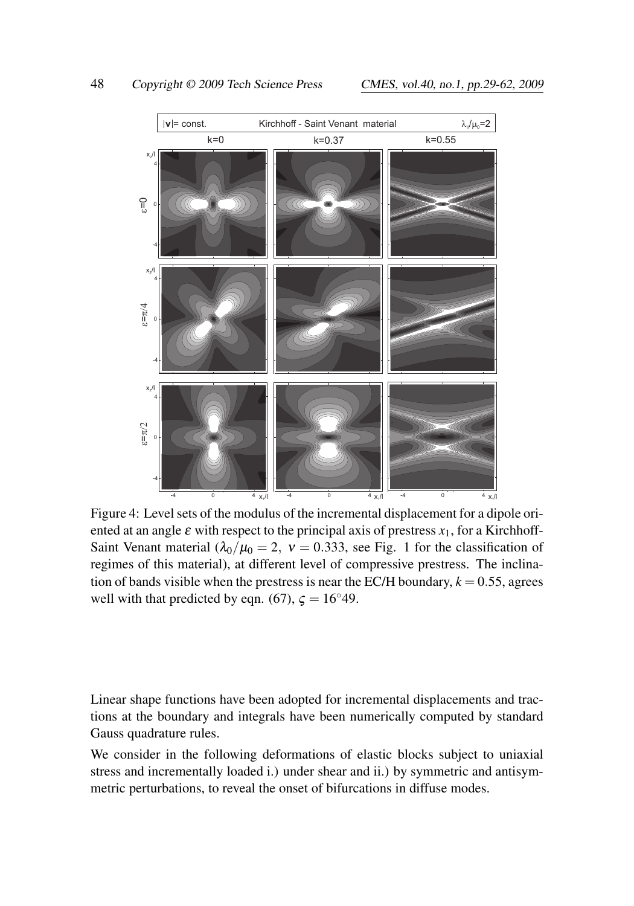|**v**|= const. Kirchhoff - Saint Venant material $\lambda_0/\mu_0$=2

k=0

k=0.37

k=0.55

ε=0

ε=π/4

ε=π/2

$x_2/l$

$x_1/l$

4

0

-4

Figure 4: Level sets of the modulus of the incremental displacement for a dipole oriented at an angle $\varepsilon$ with respect to the principal axis of prestress $x_1$, for a Kirchhoff-Saint Venant material ($\lambda_0/\mu_0 = 2,\ \nu = 0.333$, see Fig. 1 for the classification of regimes of this material), at different level of compressive prestress. The inclination of bands visible when the prestress is near the EC/H boundary, $k = 0.55$, agrees well with that predicted by eqn. (67), $\varsigma = 16^\circ 49$.

Linear shape functions have been adopted for incremental displacements and tractions at the boundary and integrals have been numerically computed by standard Gauss quadrature rules.

We consider in the following deformations of elastic blocks subject to uniaxial stress and incrementally loaded i.) under shear and ii.) by symmetric and antisymmetric perturbations, to reveal the onset of bifurcations in diffuse modes.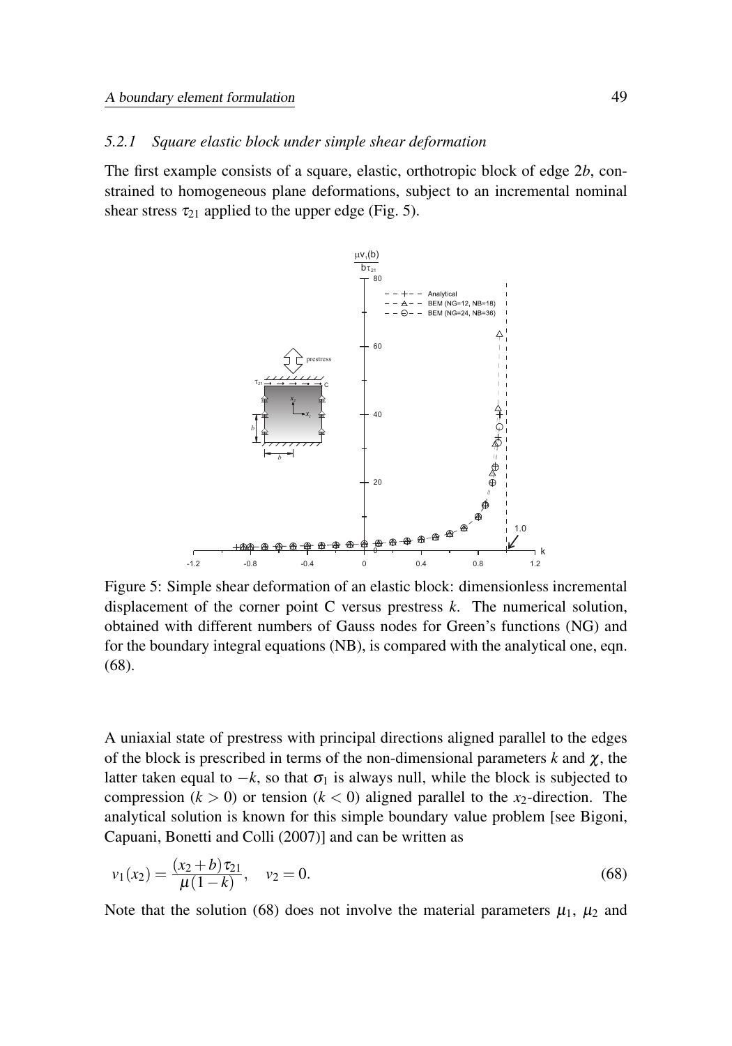#### *5.2.1 Square elastic block under simple shear deformation*

The first example consists of a square, elastic, orthotropic block of edge $2b$, constrained to homogeneous plane deformations, subject to an incremental nominal shear stress $\tau_{21}$ applied to the upper edge (Fig. 5).

$\frac{\mu v_1(b)}{b\tau_{21}}$

80

60

40

20

0

-1.2 -0.8 -0.4 0 0.4 0.8 1.2

k

1.0

Analytical

BEM (NG=12, NB=18)

BEM (NG=24, NB=36)

prestress

$\tau_{21}$

C

$x_2$

$x_1$

b

b

Figure 5: Simple shear deformation of an elastic block: dimensionless incremental displacement of the corner point C versus prestress $k$. The numerical solution, obtained with different numbers of Gauss nodes for Green's functions (NG) and for the boundary integral equations (NB), is compared with the analytical one, eqn. (68).

A uniaxial state of prestress with principal directions aligned parallel to the edges of the block is prescribed in terms of the non-dimensional parameters $k$ and $\chi$, the latter taken equal to $-k$, so that $\sigma_1$ is always null, while the block is subjected to compression ($k > 0$) or tension ($k < 0$) aligned parallel to the $x_2$-direction. The analytical solution is known for this simple boundary value problem [see Bigoni, Capuani, Bonetti and Colli (2007)] and can be written as

$$v_1(x_2) = \frac{(x_2 + b)\tau_{21}}{\mu(1-k)}, \quad v_2 = 0. \tag{68}$$

Note that the solution (68) does not involve the material parameters $\mu_1$, $\mu_2$ and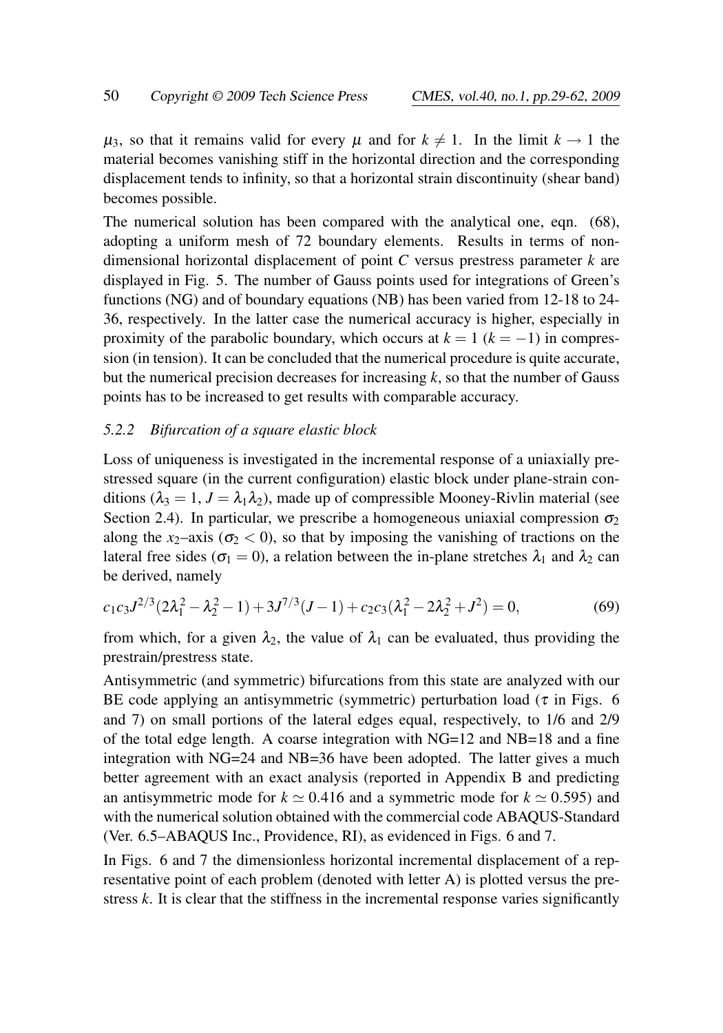$\mu_3$, so that it remains valid for every $\mu$ and for $k \neq 1$. In the limit $k \to 1$ the material becomes vanishing stiff in the horizontal direction and the corresponding displacement tends to infinity, so that a horizontal strain discontinuity (shear band) becomes possible.

The numerical solution has been compared with the analytical one, eqn. (68), adopting a uniform mesh of 72 boundary elements. Results in terms of non-dimensional horizontal displacement of point $C$ versus prestress parameter $k$ are displayed in Fig. 5. The number of Gauss points used for integrations of Green's functions (NG) and of boundary equations (NB) has been varied from 12-18 to 24-36, respectively. In the latter case the numerical accuracy is higher, especially in proximity of the parabolic boundary, which occurs at $k = 1$ ($k = -1$) in compression (in tension). It can be concluded that the numerical procedure is quite accurate, but the numerical precision decreases for increasing $k$, so that the number of Gauss points has to be increased to get results with comparable accuracy.

### 5.2.2 *Bifurcation of a square elastic block*

Loss of uniqueness is investigated in the incremental response of a uniaxially prestressed square (in the current configuration) elastic block under plane-strain conditions ($\lambda_3 = 1$, $J = \lambda_1\lambda_2$), made up of compressible Mooney-Rivlin material (see Section 2.4). In particular, we prescribe a homogeneous uniaxial compression $\sigma_2$ along the $x_2$–axis ($\sigma_2 < 0$), so that by imposing the vanishing of tractions on the lateral free sides ($\sigma_1 = 0$), a relation between the in-plane stretches $\lambda_1$ and $\lambda_2$ can be derived, namely

$$c_1c_3J^{2/3}(2\lambda_1^2 - \lambda_2^2 - 1) + 3J^{7/3}(J-1) + c_2c_3(\lambda_1^2 - 2\lambda_2^2 + J^2) = 0, \tag{69}$$

from which, for a given $\lambda_2$, the value of $\lambda_1$ can be evaluated, thus providing the prestrain/prestress state.

Antisymmetric (and symmetric) bifurcations from this state are analyzed with our BE code applying an antisymmetric (symmetric) perturbation load ($\tau$ in Figs. 6 and 7) on small portions of the lateral edges equal, respectively, to 1/6 and 2/9 of the total edge length. A coarse integration with NG=12 and NB=18 and a fine integration with NG=24 and NB=36 have been adopted. The latter gives a much better agreement with an exact analysis (reported in Appendix B and predicting an antisymmetric mode for $k \simeq 0.416$ and a symmetric mode for $k \simeq 0.595$) and with the numerical solution obtained with the commercial code ABAQUS-Standard (Ver. 6.5–ABAQUS Inc., Providence, RI), as evidenced in Figs. 6 and 7.

In Figs. 6 and 7 the dimensionless horizontal incremental displacement of a representative point of each problem (denoted with letter A) is plotted versus the prestress $k$. It is clear that the stiffness in the incremental response varies significantly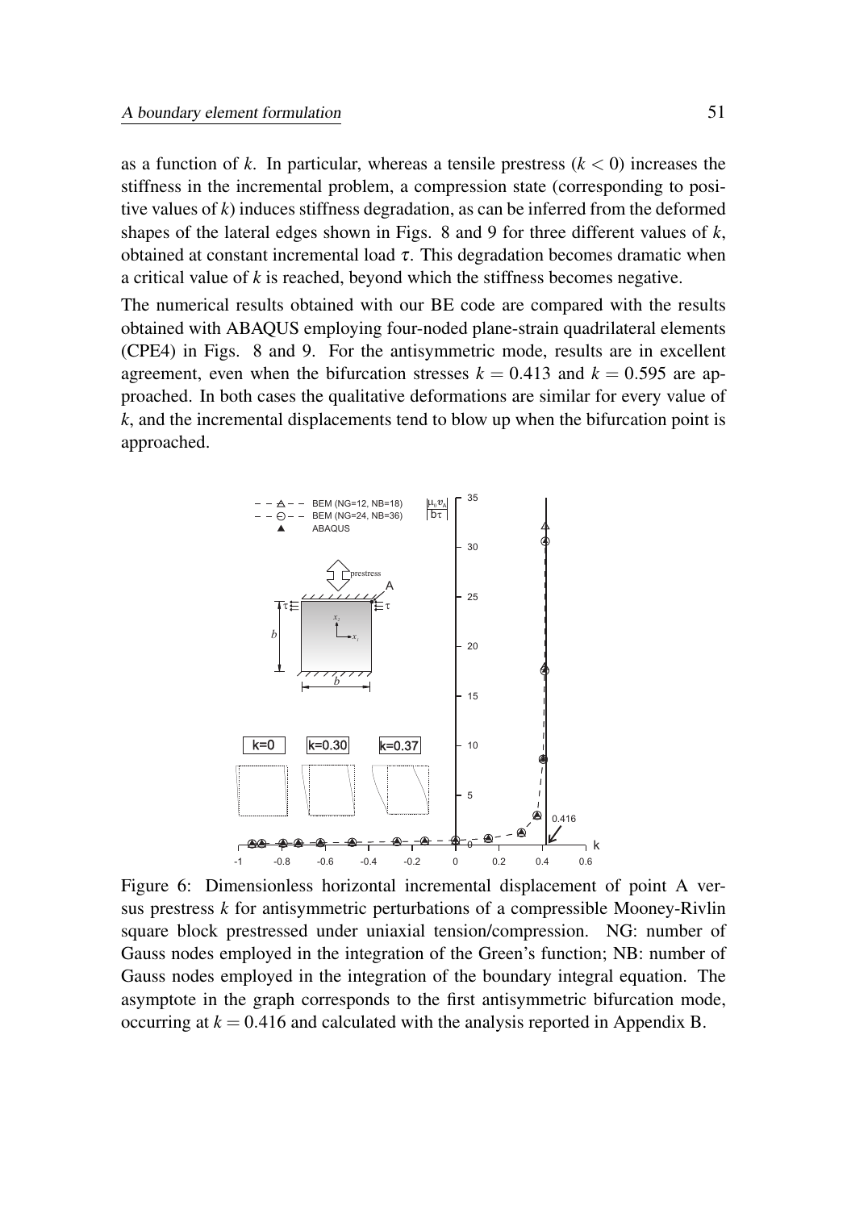as a function of $k$. In particular, whereas a tensile prestress ($k < 0$) increases the stiffness in the incremental problem, a compression state (corresponding to positive values of $k$) induces stiffness degradation, as can be inferred from the deformed shapes of the lateral edges shown in Figs. 8 and 9 for three different values of $k$, obtained at constant incremental load $\tau$. This degradation becomes dramatic when a critical value of $k$ is reached, beyond which the stiffness becomes negative.

The numerical results obtained with our BE code are compared with the results obtained with ABAQUS employing four-noded plane-strain quadrilateral elements (CPE4) in Figs. 8 and 9. For the antisymmetric mode, results are in excellent agreement, even when the bifurcation stresses $k = 0.413$ and $k = 0.595$ are approached. In both cases the qualitative deformations are similar for every value of $k$, and the incremental displacements tend to blow up when the bifurcation point is approached.

BEM (NG=12, NB=18)
BEM (NG=24, NB=36)
ABAQUS

$\left|\frac{\mu_0 v_A}{b\tau}\right|$

prestress
A
$\tau$
$\tau$
$x_2$
$x_1$
$b$
$b$

k=0
k=0.30
k=0.37

0.416

k

35
30
25
20
15
10
5
0

-1
-0.8
-0.6
-0.4
-0.2
0
0.2
0.4
0.6

Figure 6: Dimensionless horizontal incremental displacement of point A versus prestress $k$ for antisymmetric perturbations of a compressible Mooney-Rivlin square block prestressed under uniaxial tension/compression. NG: number of Gauss nodes employed in the integration of the Green's function; NB: number of Gauss nodes employed in the integration of the boundary integral equation. The asymptote in the graph corresponds to the first antisymmetric bifurcation mode, occurring at $k = 0.416$ and calculated with the analysis reported in Appendix B.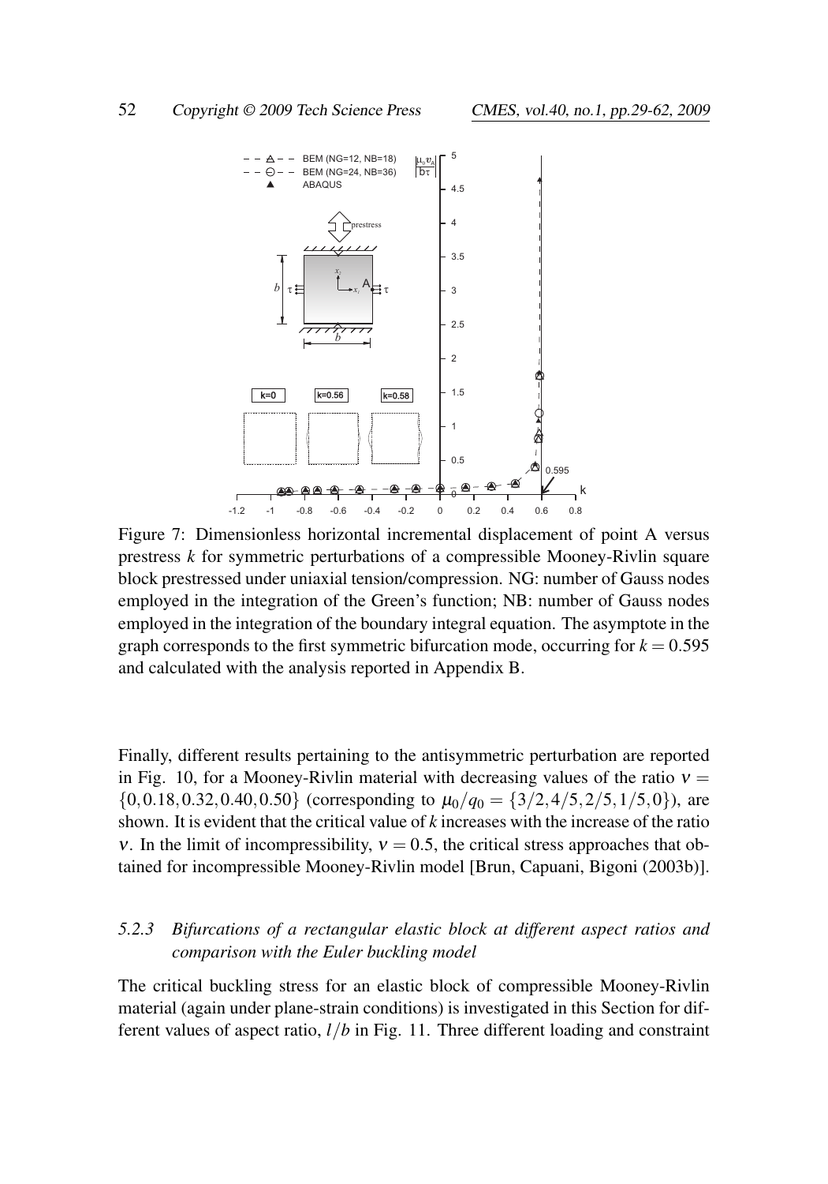Figure 7: Dimensionless horizontal incremental displacement of point A versus prestress $k$ for symmetric perturbations of a compressible Mooney-Rivlin square block prestressed under uniaxial tension/compression. NG: number of Gauss nodes employed in the integration of the Green's function; NB: number of Gauss nodes employed in the integration of the boundary integral equation. The asymptote in the graph corresponds to the first symmetric bifurcation mode, occurring for $k = 0.595$ and calculated with the analysis reported in Appendix B.

Finally, different results pertaining to the antisymmetric perturbation are reported in Fig. 10, for a Mooney-Rivlin material with decreasing values of the ratio $\nu = \{0, 0.18, 0.32, 0.40, 0.50\}$ (corresponding to $\mu_0/q_0 = \{3/2, 4/5, 2/5, 1/5, 0\}$), are shown. It is evident that the critical value of $k$ increases with the increase of the ratio $\nu$. In the limit of incompressibility, $\nu = 0.5$, the critical stress approaches that obtained for incompressible Mooney-Rivlin model [Brun, Capuani, Bigoni (2003b)].

### 5.2.3 *Bifurcations of a rectangular elastic block at different aspect ratios and comparison with the Euler buckling model*

The critical buckling stress for an elastic block of compressible Mooney-Rivlin material (again under plane-strain conditions) is investigated in this Section for different values of aspect ratio, $l/b$ in Fig. 11. Three different loading and constraint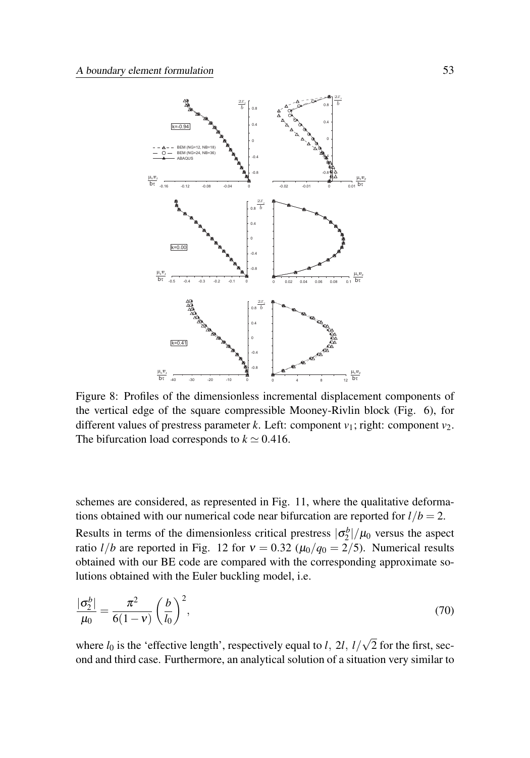k=-0.94

BEM (NG=12, NB=18)

BEM (NG=24, NB=36)

ABAQUS

$\frac{2x_2}{b}$

0.8

0.4

0

-0.4

-0.8

$\frac{\mu_0 v_1}{b\tau}$ -0.16 -0.12 -0.08 -0.04 0

-0.02 -0.01 0 0.01 $\frac{\mu_0 v_2}{b\tau}$

k=0.00

$\frac{\mu_0 v_1}{b\tau}$ -0.5 -0.4 -0.3 -0.2 -0.1 0

0 0.02 0.04 0.06 0.08 0.1 $\frac{\mu_0 v_2}{b\tau}$

k=0.41

$\frac{\mu_0 v_1}{b\tau}$ -40 -30 -20 -10 0

0 4 8 12 $\frac{\mu_0 v_2}{b\tau}$

Figure 8: Profiles of the dimensionless incremental displacement components of the vertical edge of the square compressible Mooney-Rivlin block (Fig. 6), for different values of prestress parameter $k$. Left: component $v_1$; right: component $v_2$. The bifurcation load corresponds to $k \simeq 0.416$.

schemes are considered, as represented in Fig. 11, where the qualitative deformations obtained with our numerical code near bifurcation are reported for $l/b = 2$. Results in terms of the dimensionless critical prestress $|\sigma_2^b|/\mu_0$ versus the aspect ratio $l/b$ are reported in Fig. 12 for $\nu = 0.32$ ($\mu_0/q_0 = 2/5$). Numerical results obtained with our BE code are compared with the corresponding approximate solutions obtained with the Euler buckling model, i.e.

$$\frac{|\sigma_2^b|}{\mu_0} = \frac{\pi^2}{6(1-\nu)} \left(\frac{b}{l_0}\right)^2, \tag{70}$$

where $l_0$ is the 'effective length', respectively equal to $l$, $2l$, $l/\sqrt{2}$ for the first, second and third case. Furthermore, an analytical solution of a situation very similar to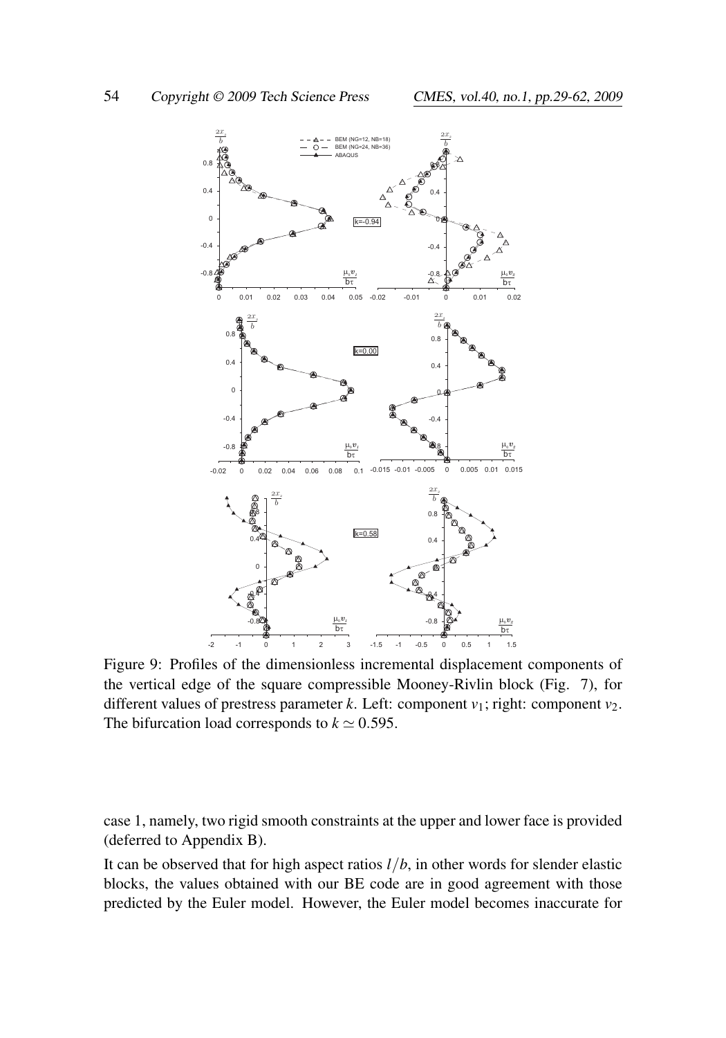$\frac{2x_2}{b}$

BEM (NG=12, NB=18)

BEM (NG=24, NB=36)

ABAQUS

k=-0.94

k=0.00

k=0.58

$\frac{\mu_0 v_1}{b\tau}$

$\frac{\mu_0 v_2}{b\tau}$

Figure 9: Profiles of the dimensionless incremental displacement components of the vertical edge of the square compressible Mooney-Rivlin block (Fig. 7), for different values of prestress parameter $k$. Left: component $v_1$; right: component $v_2$. The bifurcation load corresponds to $k \simeq 0.595$.

case 1, namely, two rigid smooth constraints at the upper and lower face is provided (deferred to Appendix B).

It can be observed that for high aspect ratios $l/b$, in other words for slender elastic blocks, the values obtained with our BE code are in good agreement with those predicted by the Euler model. However, the Euler model becomes inaccurate for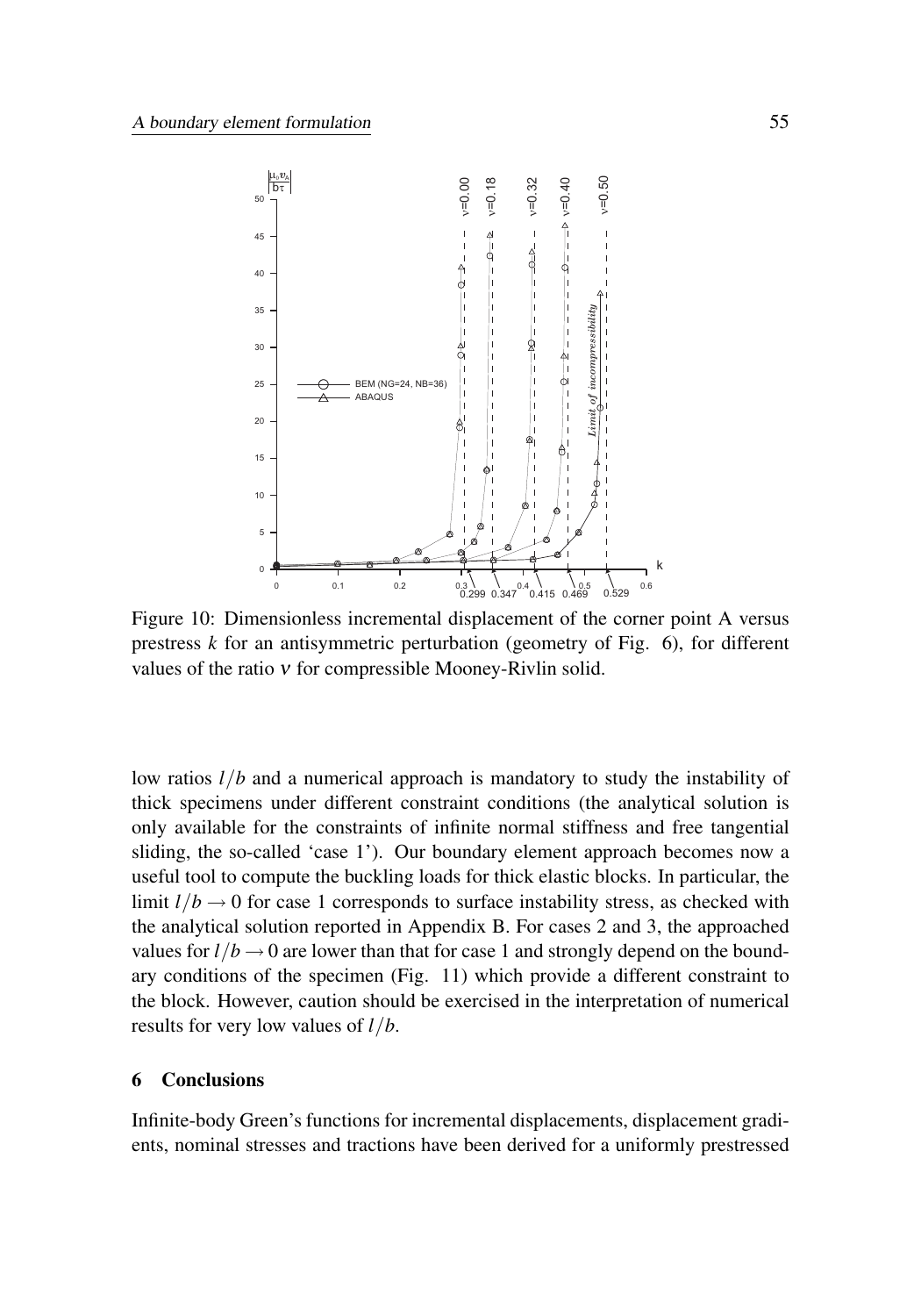$\left|\frac{\mu_0 v_A}{b\tau}\right|$

50
45
40
35
30
25
20
15
10
5
0

0
0.1
0.2
0.3
0.4
0.5
0.6

k

0.299
0.347
0.415
0.469
0.529

ν=0.00
ν=0.18
ν=0.32
ν=0.40
ν=0.50

BEM (NG=24, NB=36)
ABAQUS

*Limit of incompressibility*

Figure 10: Dimensionless incremental displacement of the corner point A versus prestress $k$ for an antisymmetric perturbation (geometry of Fig. 6), for different values of the ratio $\nu$ for compressible Mooney-Rivlin solid.

low ratios $l/b$ and a numerical approach is mandatory to study the instability of thick specimens under different constraint conditions (the analytical solution is only available for the constraints of infinite normal stiffness and free tangential sliding, the so-called 'case 1'). Our boundary element approach becomes now a useful tool to compute the buckling loads for thick elastic blocks. In particular, the limit $l/b \rightarrow 0$ for case 1 corresponds to surface instability stress, as checked with the analytical solution reported in Appendix B. For cases 2 and 3, the approached values for $l/b \rightarrow 0$ are lower than that for case 1 and strongly depend on the boundary conditions of the specimen (Fig. 11) which provide a different constraint to the block. However, caution should be exercised in the interpretation of numerical results for very low values of $l/b$.

## 6 Conclusions

Infinite-body Green's functions for incremental displacements, displacement gradients, nominal stresses and tractions have been derived for a uniformly prestressed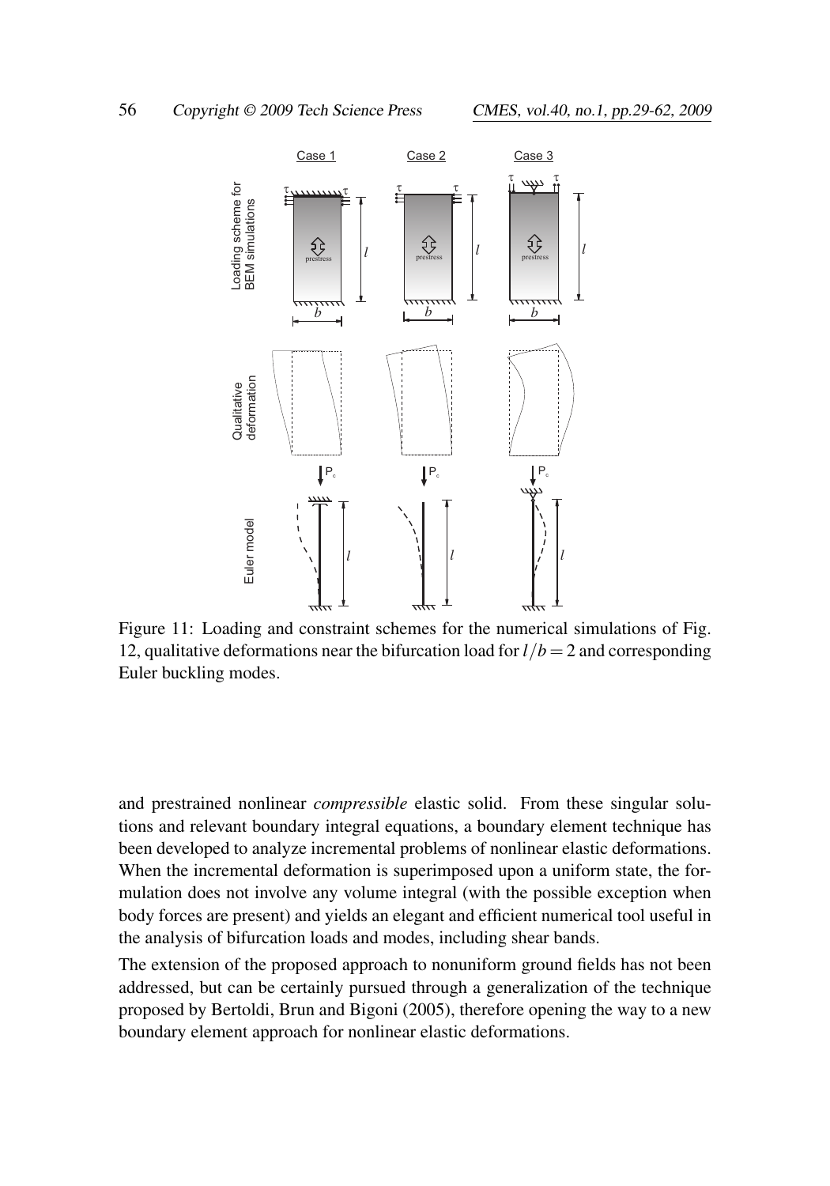Case 1

Case 2

Case 3

Loading scheme for BEM simulations

Qualitative deformation

Euler model

Figure 11: Loading and constraint schemes for the numerical simulations of Fig. 12, qualitative deformations near the bifurcation load for $l/b = 2$ and corresponding Euler buckling modes.

and prestrained nonlinear *compressible* elastic solid. From these singular solutions and relevant boundary integral equations, a boundary element technique has been developed to analyze incremental problems of nonlinear elastic deformations. When the incremental deformation is superimposed upon a uniform state, the formulation does not involve any volume integral (with the possible exception when body forces are present) and yields an elegant and efficient numerical tool useful in the analysis of bifurcation loads and modes, including shear bands.

The extension of the proposed approach to nonuniform ground fields has not been addressed, but can be certainly pursued through a generalization of the technique proposed by Bertoldi, Brun and Bigoni (2005), therefore opening the way to a new boundary element approach for nonlinear elastic deformations.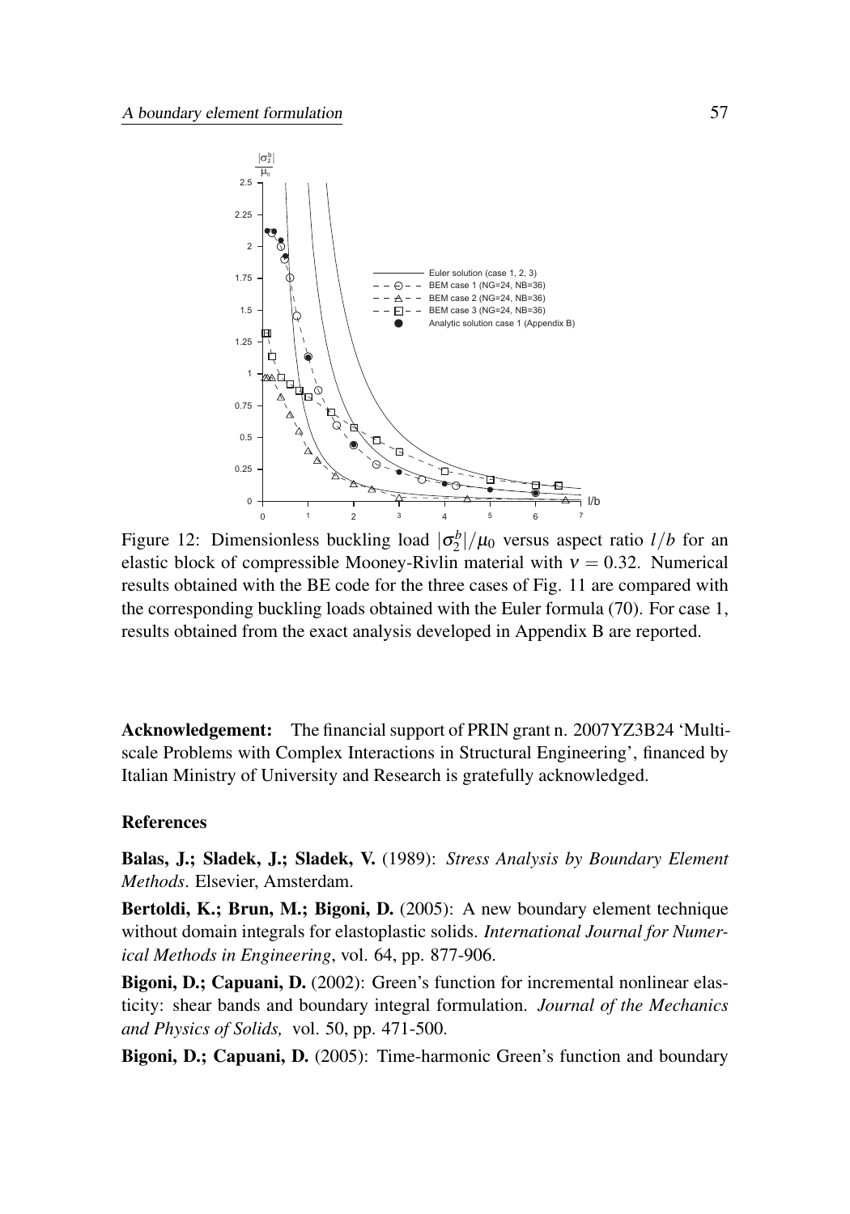$\frac{|\sigma_2^b|}{\mu_0}$

2.5
2.25
2
1.75
1.5
1.25
1
0.75
0.5
0.25
0

0 1 2 3 4 5 6 7 l/b

Euler solution (case 1, 2, 3)
BEM case 1 (NG=24, NB=36)
BEM case 2 (NG=24, NB=36)
BEM case 3 (NG=24, NB=36)
Analytic solution case 1 (Appendix B)

Figure 12: Dimensionless buckling load $|\sigma_2^b|/\mu_0$ versus aspect ratio $l/b$ for an elastic block of compressible Mooney-Rivlin material with $\nu = 0.32$. Numerical results obtained with the BE code for the three cases of Fig. 11 are compared with the corresponding buckling loads obtained with the Euler formula (70). For case 1, results obtained from the exact analysis developed in Appendix B are reported.

**Acknowledgement:** The financial support of PRIN grant n. 2007YZ3B24 'Multi-scale Problems with Complex Interactions in Structural Engineering', financed by Italian Ministry of University and Research is gratefully acknowledged.

## References

**Balas, J.; Sladek, J.; Sladek, V.** (1989): *Stress Analysis by Boundary Element Methods*. Elsevier, Amsterdam.

**Bertoldi, K.; Brun, M.; Bigoni, D.** (2005): A new boundary element technique without domain integrals for elastoplastic solids. *International Journal for Numerical Methods in Engineering*, vol. 64, pp. 877-906.

**Bigoni, D.; Capuani, D.** (2002): Green's function for incremental nonlinear elasticity: shear bands and boundary integral formulation. *Journal of the Mechanics and Physics of Solids,* vol. 50, pp. 471-500.

**Bigoni, D.; Capuani, D.** (2005): Time-harmonic Green's function and boundary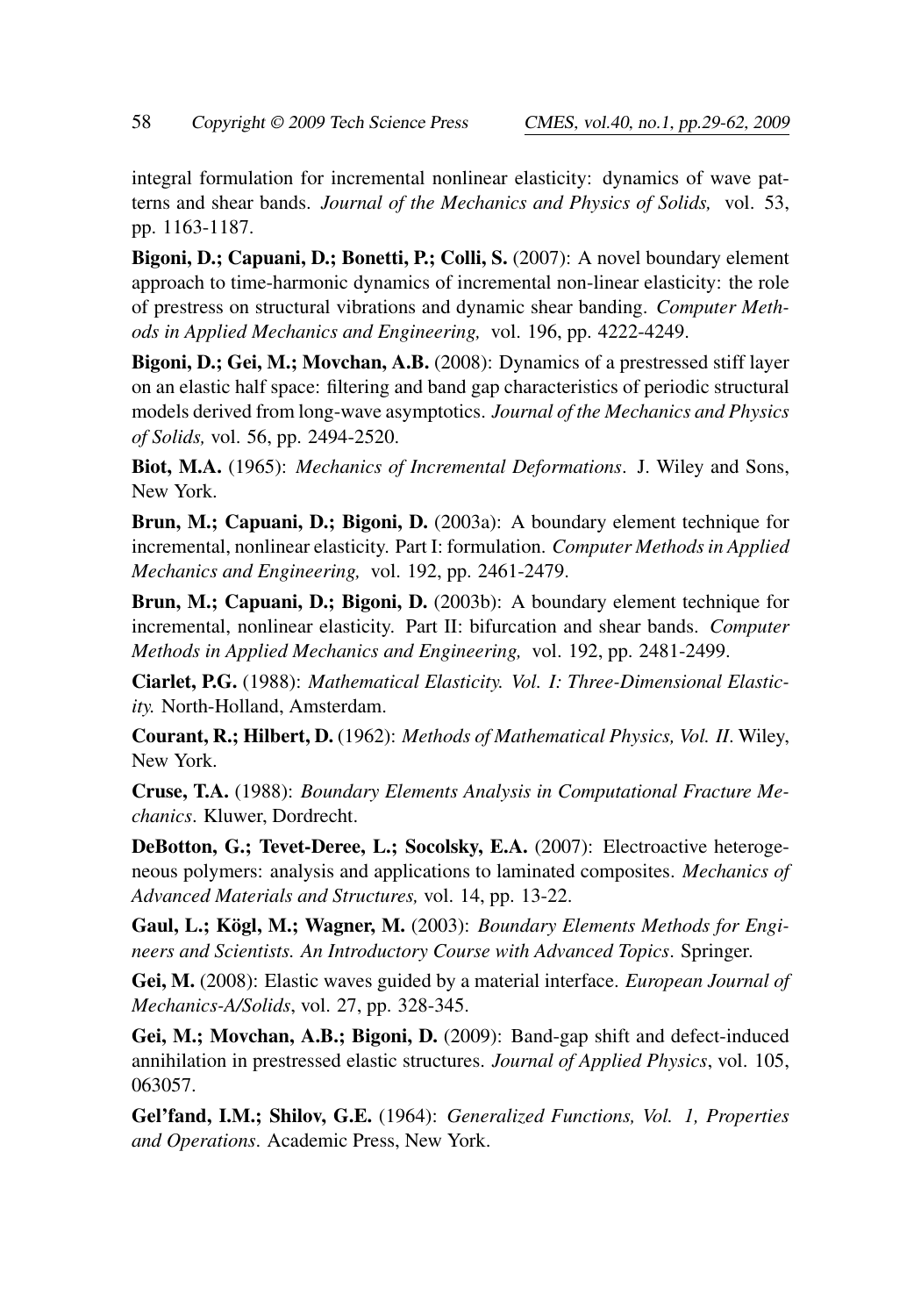integral formulation for incremental nonlinear elasticity: dynamics of wave patterns and shear bands. *Journal of the Mechanics and Physics of Solids,* vol. 53, pp. 1163-1187.

**Bigoni, D.; Capuani, D.; Bonetti, P.; Colli, S.** (2007): A novel boundary element approach to time-harmonic dynamics of incremental non-linear elasticity: the role of prestress on structural vibrations and dynamic shear banding. *Computer Methods in Applied Mechanics and Engineering,* vol. 196, pp. 4222-4249.

**Bigoni, D.; Gei, M.; Movchan, A.B.** (2008): Dynamics of a prestressed stiff layer on an elastic half space: filtering and band gap characteristics of periodic structural models derived from long-wave asymptotics. *Journal of the Mechanics and Physics of Solids,* vol. 56, pp. 2494-2520.

**Biot, M.A.** (1965): *Mechanics of Incremental Deformations*. J. Wiley and Sons, New York.

**Brun, M.; Capuani, D.; Bigoni, D.** (2003a): A boundary element technique for incremental, nonlinear elasticity. Part I: formulation. *Computer Methods in Applied Mechanics and Engineering,* vol. 192, pp. 2461-2479.

**Brun, M.; Capuani, D.; Bigoni, D.** (2003b): A boundary element technique for incremental, nonlinear elasticity. Part II: bifurcation and shear bands. *Computer Methods in Applied Mechanics and Engineering,* vol. 192, pp. 2481-2499.

**Ciarlet, P.G.** (1988): *Mathematical Elasticity. Vol. I: Three-Dimensional Elasticity.* North-Holland, Amsterdam.

**Courant, R.; Hilbert, D.** (1962): *Methods of Mathematical Physics, Vol. II*. Wiley, New York.

**Cruse, T.A.** (1988): *Boundary Elements Analysis in Computational Fracture Mechanics*. Kluwer, Dordrecht.

**DeBotton, G.; Tevet-Deree, L.; Socolsky, E.A.** (2007): Electroactive heterogeneous polymers: analysis and applications to laminated composites. *Mechanics of Advanced Materials and Structures,* vol. 14, pp. 13-22.

**Gaul, L.; Kögl, M.; Wagner, M.** (2003): *Boundary Elements Methods for Engineers and Scientists. An Introductory Course with Advanced Topics*. Springer.

**Gei, M.** (2008): Elastic waves guided by a material interface. *European Journal of Mechanics-A/Solids*, vol. 27, pp. 328-345.

**Gei, M.; Movchan, A.B.; Bigoni, D.** (2009): Band-gap shift and defect-induced annihilation in prestressed elastic structures. *Journal of Applied Physics*, vol. 105, 063057.

**Gel'fand, I.M.; Shilov, G.E.** (1964): *Generalized Functions, Vol. 1, Properties and Operations*. Academic Press, New York.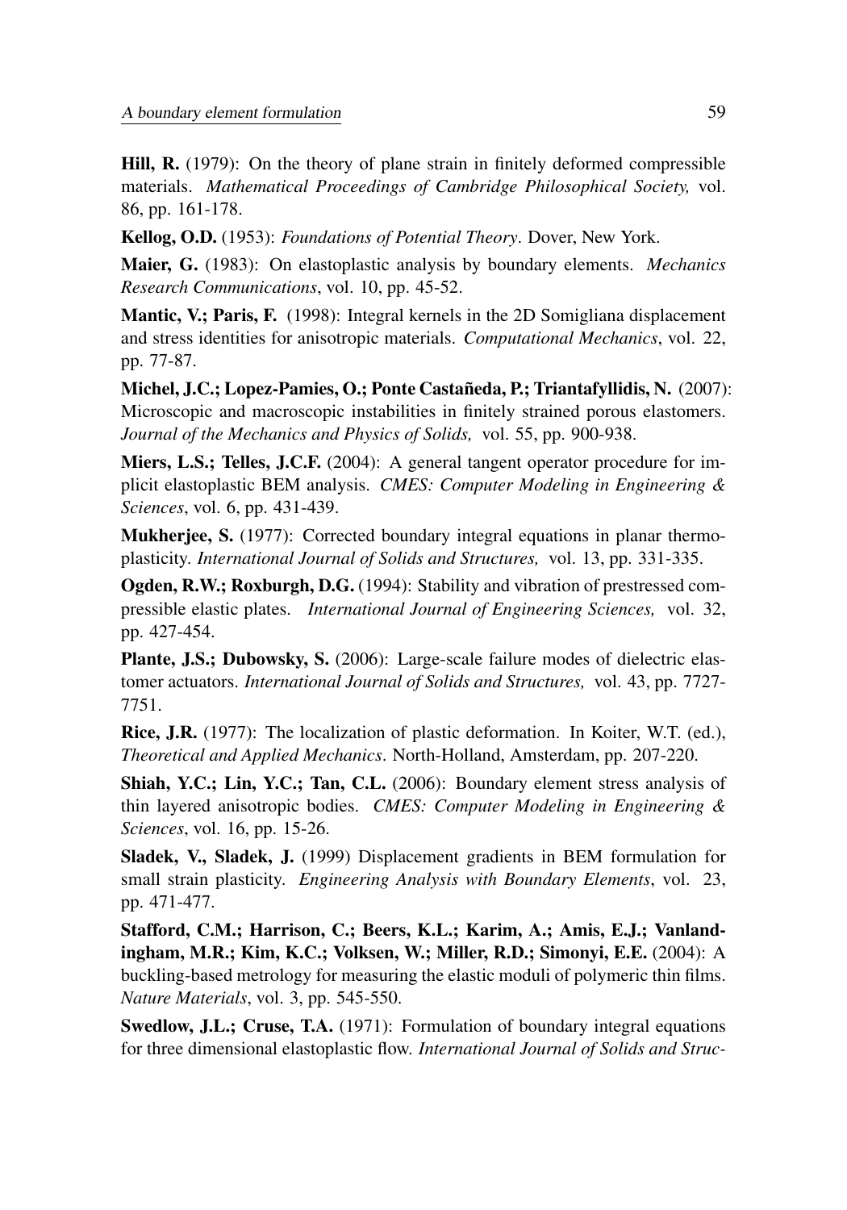**Hill, R.** (1979): On the theory of plane strain in finitely deformed compressible materials. *Mathematical Proceedings of Cambridge Philosophical Society,* vol. 86, pp. 161-178.

**Kellog, O.D.** (1953): *Foundations of Potential Theory*. Dover, New York.

**Maier, G.** (1983): On elastoplastic analysis by boundary elements. *Mechanics Research Communications*, vol. 10, pp. 45-52.

**Mantic, V.; Paris, F.** (1998): Integral kernels in the 2D Somigliana displacement and stress identities for anisotropic materials. *Computational Mechanics*, vol. 22, pp. 77-87.

**Michel, J.C.; Lopez-Pamies, O.; Ponte Castañeda, P.; Triantafyllidis, N.** (2007): Microscopic and macroscopic instabilities in finitely strained porous elastomers. *Journal of the Mechanics and Physics of Solids,* vol. 55, pp. 900-938.

**Miers, L.S.; Telles, J.C.F.** (2004): A general tangent operator procedure for implicit elastoplastic BEM analysis. *CMES: Computer Modeling in Engineering & Sciences*, vol. 6, pp. 431-439.

**Mukherjee, S.** (1977): Corrected boundary integral equations in planar thermoplasticity. *International Journal of Solids and Structures,* vol. 13, pp. 331-335.

**Ogden, R.W.; Roxburgh, D.G.** (1994): Stability and vibration of prestressed compressible elastic plates. *International Journal of Engineering Sciences,* vol. 32, pp. 427-454.

**Plante, J.S.; Dubowsky, S.** (2006): Large-scale failure modes of dielectric elastomer actuators. *International Journal of Solids and Structures,* vol. 43, pp. 7727-7751.

**Rice, J.R.** (1977): The localization of plastic deformation. In Koiter, W.T. (ed.), *Theoretical and Applied Mechanics*. North-Holland, Amsterdam, pp. 207-220.

**Shiah, Y.C.; Lin, Y.C.; Tan, C.L.** (2006): Boundary element stress analysis of thin layered anisotropic bodies. *CMES: Computer Modeling in Engineering & Sciences*, vol. 16, pp. 15-26.

**Sladek, V., Sladek, J.** (1999) Displacement gradients in BEM formulation for small strain plasticity. *Engineering Analysis with Boundary Elements*, vol. 23, pp. 471-477.

**Stafford, C.M.; Harrison, C.; Beers, K.L.; Karim, A.; Amis, E.J.; Vanlandingham, M.R.; Kim, K.C.; Volksen, W.; Miller, R.D.; Simonyi, E.E.** (2004): A buckling-based metrology for measuring the elastic moduli of polymeric thin films. *Nature Materials*, vol. 3, pp. 545-550.

**Swedlow, J.L.; Cruse, T.A.** (1971): Formulation of boundary integral equations for three dimensional elastoplastic flow. *International Journal of Solids and Struc-*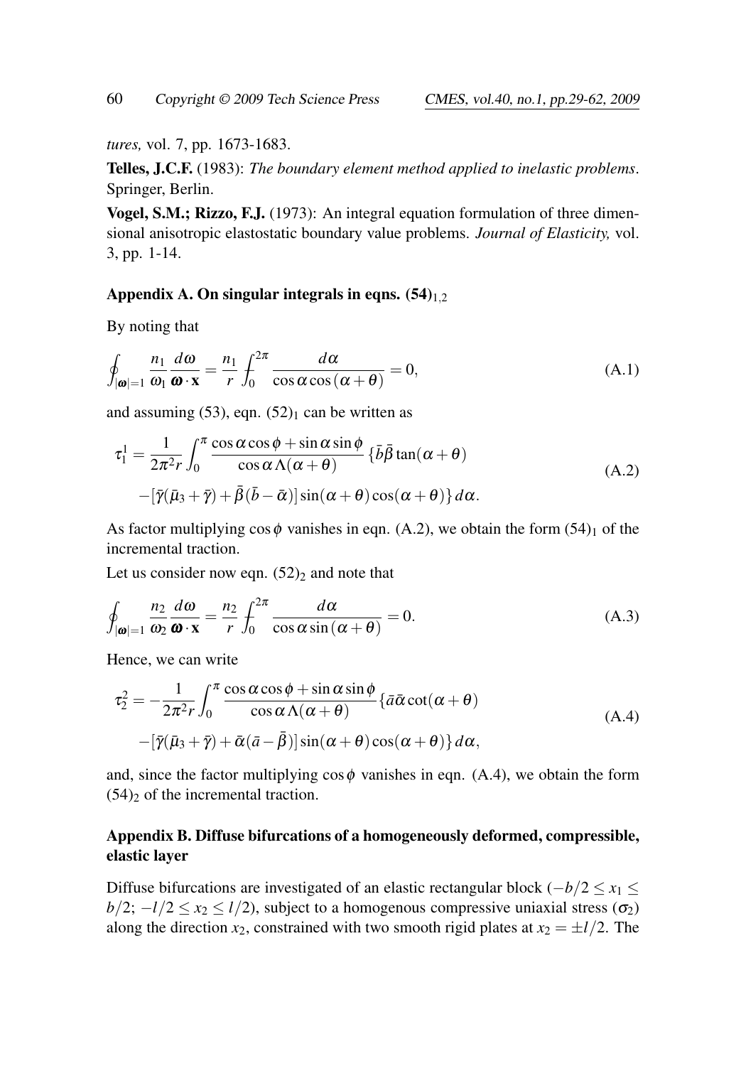*tures,* vol. 7, pp. 1673-1683.

**Telles, J.C.F.** (1983): *The boundary element method applied to inelastic problems*. Springer, Berlin.

**Vogel, S.M.; Rizzo, F.J.** (1973): An integral equation formulation of three dimensional anisotropic elastostatic boundary value problems. *Journal of Elasticity,* vol. 3, pp. 1-14.

## Appendix A. On singular integrals in eqns. $(54)_{1,2}$

By noting that

$$\oint_{|\boldsymbol{\omega}|=1} \frac{n_1}{\omega_1} \frac{d\omega}{\boldsymbol{\omega} \cdot \mathbf{x}} = \frac{n_1}{r} \int_0^{2\pi} \frac{d\alpha}{\cos\alpha \cos(\alpha+\theta)} = 0, \tag{A.1}$$

and assuming (53), eqn. $(52)_1$ can be written as

$$\begin{aligned}\tau_1^1 = \frac{1}{2\pi^2 r} \int_0^{\pi} \frac{\cos\alpha\cos\phi + \sin\alpha\sin\phi}{\cos\alpha\,\Lambda(\alpha+\theta)} \{&\bar{b}\bar{\beta}\tan(\alpha+\theta) \\ -[\bar{\gamma}(\bar{\mu}_3+\bar{\gamma})+\bar{\beta}(\bar{b}-\bar{\alpha})]&\sin(\alpha+\theta)\cos(\alpha+\theta)\}\,d\alpha.\end{aligned} \tag{A.2}$$

As factor multiplying $\cos\phi$ vanishes in eqn. (A.2), we obtain the form $(54)_1$ of the incremental traction.

Let us consider now eqn. $(52)_2$ and note that

$$\oint_{|\boldsymbol{\omega}|=1} \frac{n_2}{\omega_2} \frac{d\omega}{\boldsymbol{\omega} \cdot \mathbf{x}} = \frac{n_2}{r} \int_0^{2\pi} \frac{d\alpha}{\cos\alpha \sin(\alpha+\theta)} = 0. \tag{A.3}$$

Hence, we can write

$$\begin{aligned}\tau_2^2 = -\frac{1}{2\pi^2 r} \int_0^{\pi} \frac{\cos\alpha\cos\phi + \sin\alpha\sin\phi}{\cos\alpha\,\Lambda(\alpha+\theta)} \{&\bar{a}\bar{\alpha}\cot(\alpha+\theta) \\ -[\bar{\gamma}(\bar{\mu}_3+\bar{\gamma})+\bar{\alpha}(\bar{a}-\bar{\beta})]&\sin(\alpha+\theta)\cos(\alpha+\theta)\}\,d\alpha,\end{aligned} \tag{A.4}$$

and, since the factor multiplying $\cos\phi$ vanishes in eqn. (A.4), we obtain the form $(54)_2$ of the incremental traction.

## Appendix B. Diffuse bifurcations of a homogeneously deformed, compressible, elastic layer

Diffuse bifurcations are investigated of an elastic rectangular block ($-b/2 \leq x_1 \leq b/2$; $-l/2 \leq x_2 \leq l/2$), subject to a homogenous compressive uniaxial stress ($\sigma_2$) along the direction $x_2$, constrained with two smooth rigid plates at $x_2 = \pm l/2$. The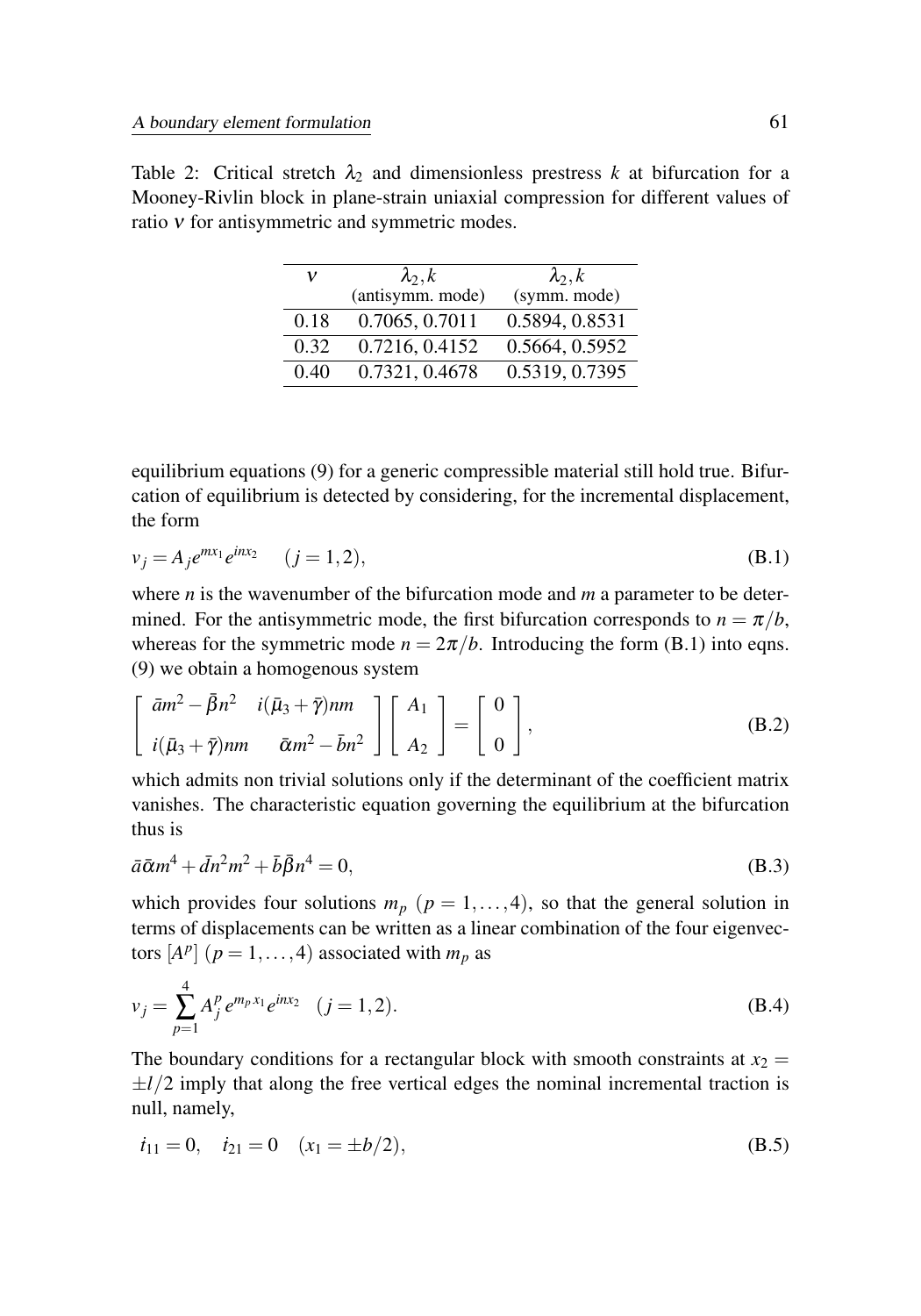Table 2: Critical stretch $\lambda_2$ and dimensionless prestress $k$ at bifurcation for a Mooney-Rivlin block in plane-strain uniaxial compression for different values of ratio $\nu$ for antisymmetric and symmetric modes.

| $\nu$ | $\lambda_2, k$ (antisymm. mode) | $\lambda_2, k$ (symm. mode) |
|---|---|---|
| 0.18 | 0.7065, 0.7011 | 0.5894, 0.8531 |
| 0.32 | 0.7216, 0.4152 | 0.5664, 0.5952 |
| 0.40 | 0.7321, 0.4678 | 0.5319, 0.7395 |

equilibrium equations (9) for a generic compressible material still hold true. Bifurcation of equilibrium is detected by considering, for the incremental displacement, the form

$$v_j = A_j e^{m x_1} e^{i n x_2} \quad (j = 1, 2), \tag{B.1}$$

where $n$ is the wavenumber of the bifurcation mode and $m$ a parameter to be determined. For the antisymmetric mode, the first bifurcation corresponds to $n = \pi/b$, whereas for the symmetric mode $n = 2\pi/b$. Introducing the form (B.1) into eqns. (9) we obtain a homogenous system

$$\begin{bmatrix} \bar{a}m^2 - \bar{\beta}n^2 & i(\bar{\mu}_3 + \bar{\gamma})nm \\ i(\bar{\mu}_3 + \bar{\gamma})nm & \bar{\alpha}m^2 - \bar{b}n^2 \end{bmatrix} \begin{bmatrix} A_1 \\ A_2 \end{bmatrix} = \begin{bmatrix} 0 \\ 0 \end{bmatrix}, \tag{B.2}$$

which admits non trivial solutions only if the determinant of the coefficient matrix vanishes. The characteristic equation governing the equilibrium at the bifurcation thus is

$$\bar{a}\bar{\alpha}m^4 + \bar{d}n^2 m^2 + \bar{b}\bar{\beta}n^4 = 0, \tag{B.3}$$

which provides four solutions $m_p$ $(p = 1, \ldots, 4)$, so that the general solution in terms of displacements can be written as a linear combination of the four eigenvectors $[A^p]$ $(p = 1, \ldots, 4)$ associated with $m_p$ as

$$v_j = \sum_{p=1}^{4} A_j^p e^{m_p x_1} e^{i n x_2} \quad (j = 1, 2). \tag{B.4}$$

The boundary conditions for a rectangular block with smooth constraints at $x_2 = \pm l/2$ imply that along the free vertical edges the nominal incremental traction is null, namely,

$$\dot{t}_{11} = 0, \quad \dot{t}_{21} = 0 \quad (x_1 = \pm b/2), \tag{B.5}$$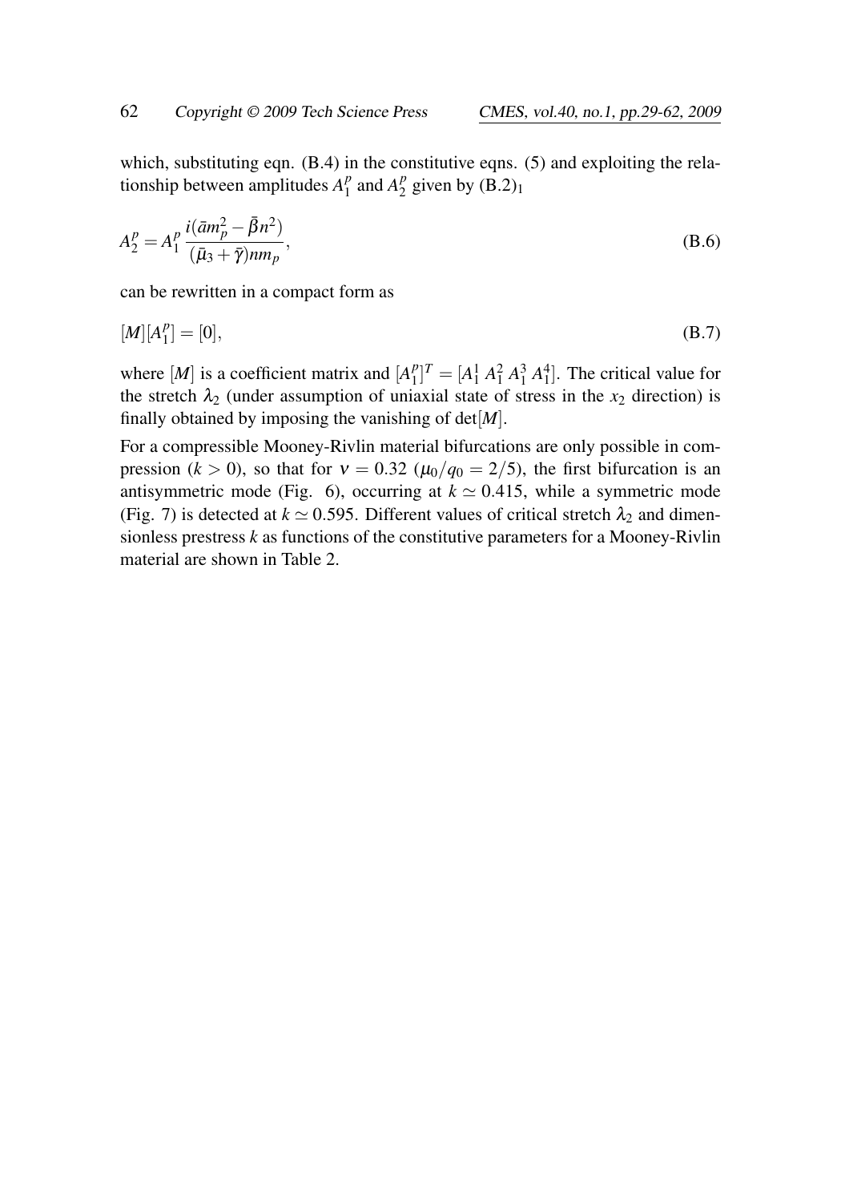which, substituting eqn. (B.4) in the constitutive eqns. (5) and exploiting the relationship between amplitudes $A_1^p$ and $A_2^p$ given by $(\text{B.2})_1$

$$A_2^p = A_1^p \frac{i(\bar{a}m_p^2 - \bar{\beta}n^2)}{(\bar{\mu}_3 + \bar{\gamma})nm_p}, \tag{B.6}$$

can be rewritten in a compact form as

$$[M][A_1^p] = [0], \tag{B.7}$$

where $[M]$ is a coefficient matrix and $[A_1^p]^T = [A_1^1\ A_1^2\ A_1^3\ A_1^4]$. The critical value for the stretch $\lambda_2$ (under assumption of uniaxial state of stress in the $x_2$ direction) is finally obtained by imposing the vanishing of $\det[M]$.

For a compressible Mooney-Rivlin material bifurcations are only possible in compression ($k > 0$), so that for $\nu = 0.32$ ($\mu_0/q_0 = 2/5$), the first bifurcation is an antisymmetric mode (Fig. 6), occurring at $k \simeq 0.415$, while a symmetric mode (Fig. 7) is detected at $k \simeq 0.595$. Different values of critical stretch $\lambda_2$ and dimensionless prestress $k$ as functions of the constitutive parameters for a Mooney-Rivlin material are shown in Table 2.